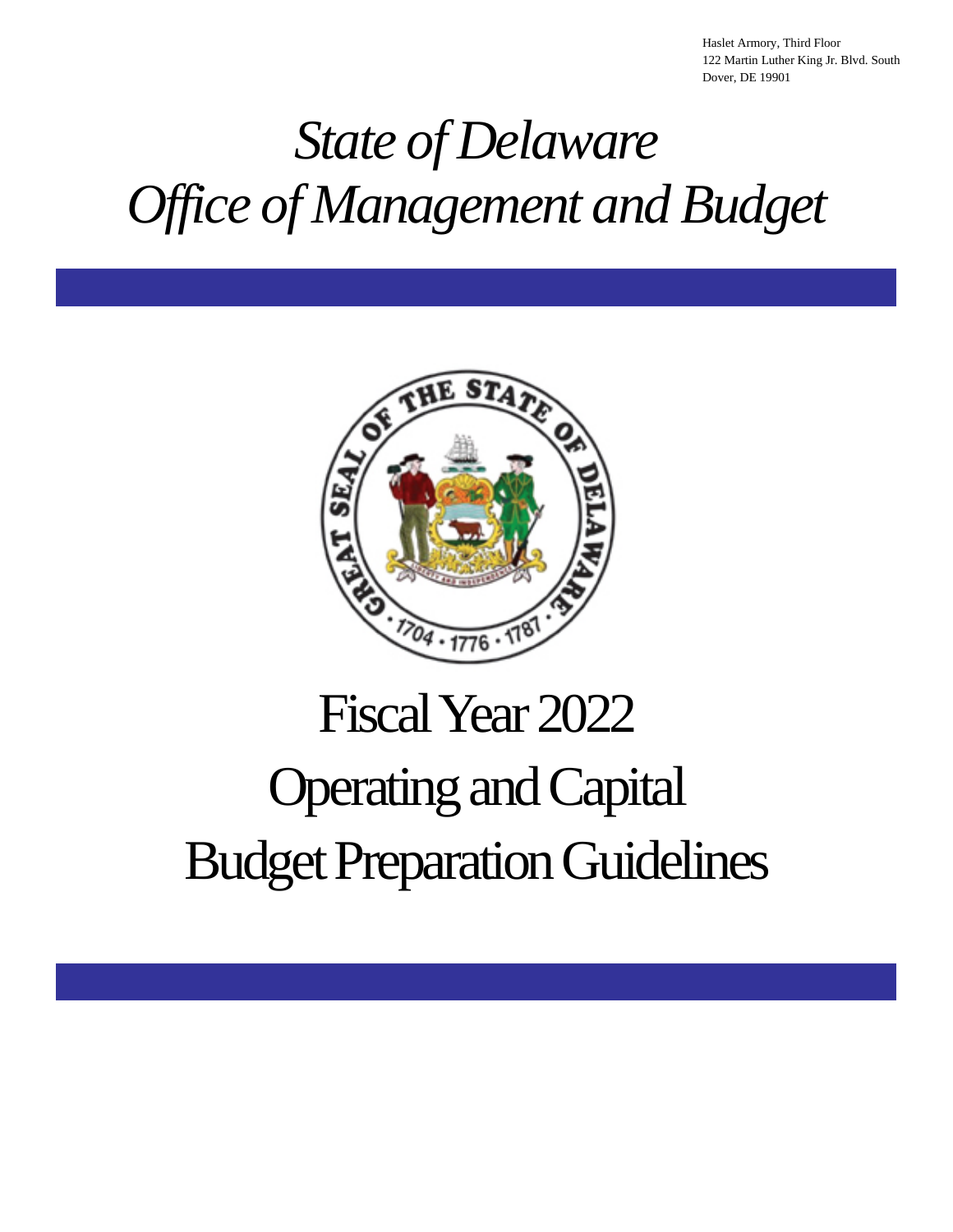Haslet Armory, Third Floor
122 Martin Luther King Jr. Blvd. South
Dover, DE 19901

# *State of Delaware*
# *Office of Management and Budget*

# Fiscal Year 2022
# Operating and Capital
# Budget Preparation Guidelines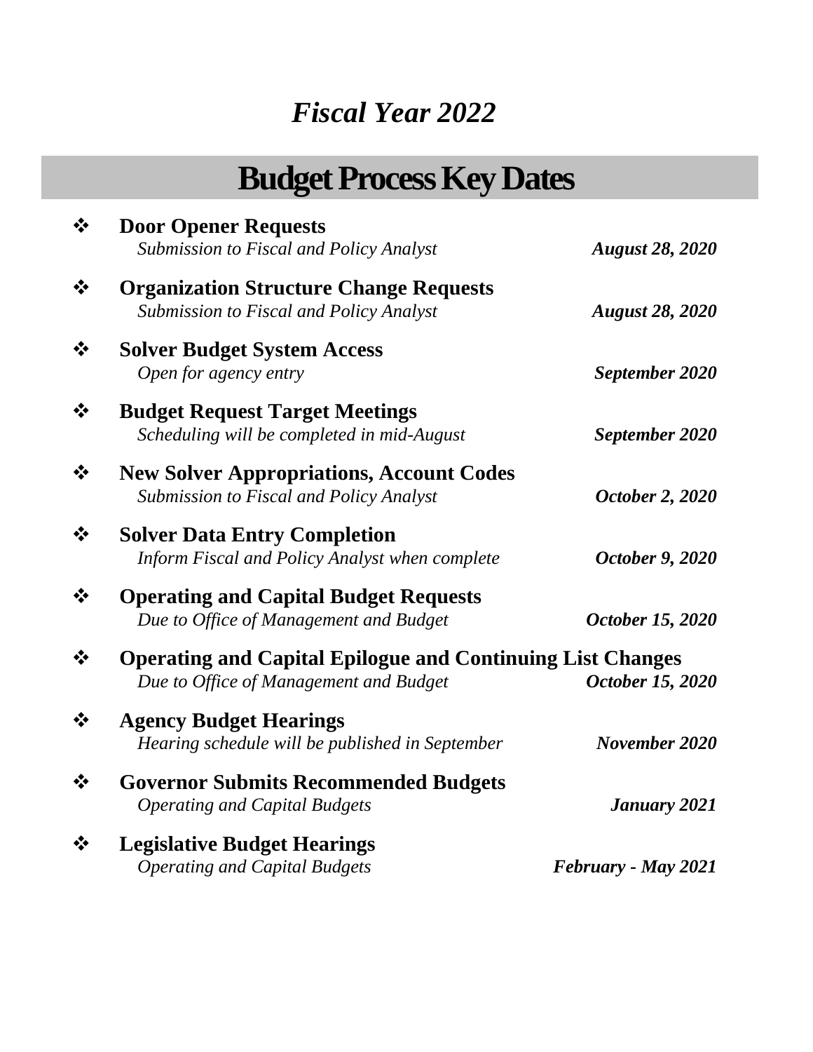## *Fiscal Year 2022*

# Budget Process Key Dates

- **Door Opener Requests**
  *Submission to Fiscal and Policy Analyst* — ***August 28, 2020***
- **Organization Structure Change Requests**
  *Submission to Fiscal and Policy Analyst* — ***August 28, 2020***
- **Solver Budget System Access**
  *Open for agency entry* — ***September 2020***
- **Budget Request Target Meetings**
  *Scheduling will be completed in mid-August* — ***September 2020***
- **New Solver Appropriations, Account Codes**
  *Submission to Fiscal and Policy Analyst* — ***October 2, 2020***
- **Solver Data Entry Completion**
  *Inform Fiscal and Policy Analyst when complete* — ***October 9, 2020***
- **Operating and Capital Budget Requests**
  *Due to Office of Management and Budget* — ***October 15, 2020***
- **Operating and Capital Epilogue and Continuing List Changes**
  *Due to Office of Management and Budget* — ***October 15, 2020***
- **Agency Budget Hearings**
  *Hearing schedule will be published in September* — ***November 2020***
- **Governor Submits Recommended Budgets**
  *Operating and Capital Budgets* — ***January 2021***
- **Legislative Budget Hearings**
  *Operating and Capital Budgets* — ***February - May 2021***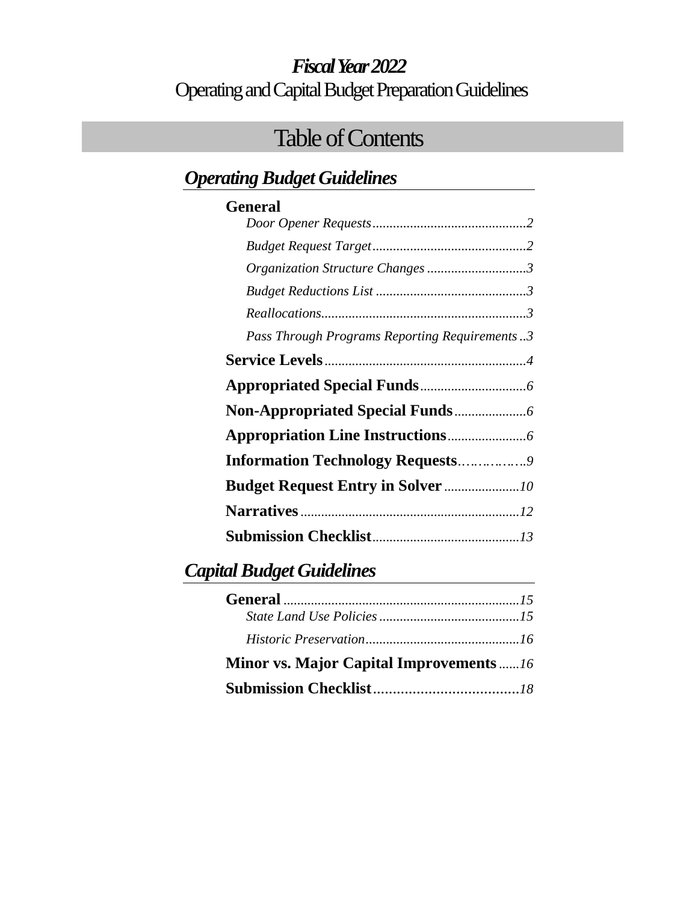# *Fiscal Year 2022*

Operating and Capital Budget Preparation Guidelines

## Table of Contents

### *Operating Budget Guidelines*

**General**

- *Door Opener Requests ............................................. 2*
- *Budget Request Target ............................................. 2*
- *Organization Structure Changes ............................. 3*
- *Budget Reductions List ............................................ 3*
- *Reallocations ............................................................ 3*
- *Pass Through Programs Reporting Requirements .. 3*

**Service Levels** ........................................................... *4*

**Appropriated Special Funds** ............................... *6*

**Non-Appropriated Special Funds** ..................... *6*

**Appropriation Line Instructions** ...................... *6*

**Information Technology Requests** …………… *9*

**Budget Request Entry in Solver** ...................... *10*

**Narratives** ................................................................ *12*

**Submission Checklist** ........................................... *13*

### *Capital Budget Guidelines*

**General** ..................................................................... *15*

- *State Land Use Policies ......................................... 15*
- *Historic Preservation ............................................. 16*

**Minor vs. Major Capital Improvements** ...... *16*

**Submission Checklist** ..................................... *18*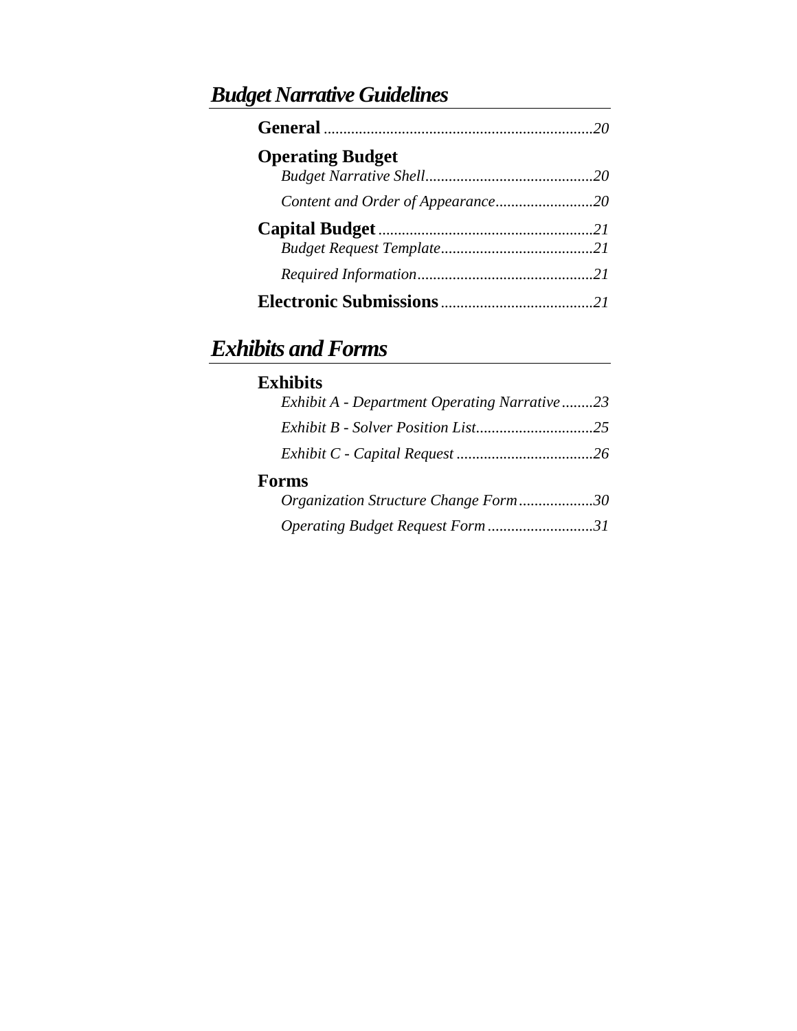# *Budget Narrative Guidelines*

**General** ....................................................................*20*

**Operating Budget**

*Budget Narrative Shell...........................................20*

*Content and Order of Appearance.........................20*

**Capital Budget** ......................................................*21*

*Budget Request Template.......................................21*

*Required Information.............................................21*

**Electronic Submissions** .......................................*21*

# *Exhibits and Forms*

**Exhibits**

*Exhibit A - Department Operating Narrative........23*

*Exhibit B - Solver Position List..............................25*

*Exhibit C - Capital Request ...................................26*

**Forms**

*Organization Structure Change Form...................30*

*Operating Budget Request Form ...........................31*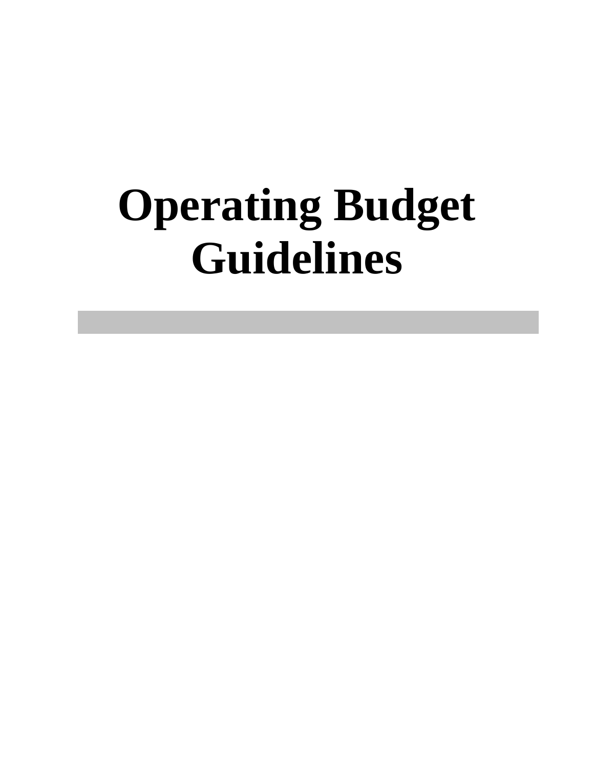# Operating Budget Guidelines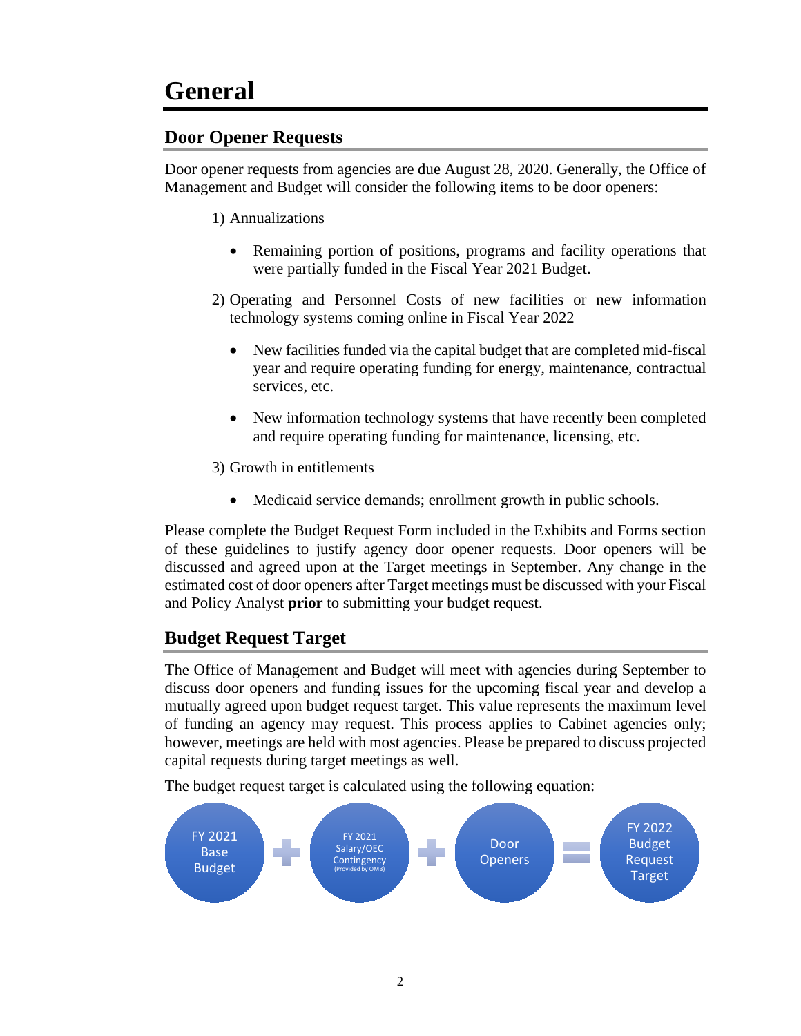# General

## Door Opener Requests

Door opener requests from agencies are due August 28, 2020. Generally, the Office of Management and Budget will consider the following items to be door openers:

1) Annualizations

   - Remaining portion of positions, programs and facility operations that were partially funded in the Fiscal Year 2021 Budget.

2) Operating and Personnel Costs of new facilities or new information technology systems coming online in Fiscal Year 2022

   - New facilities funded via the capital budget that are completed mid-fiscal year and require operating funding for energy, maintenance, contractual services, etc.
   - New information technology systems that have recently been completed and require operating funding for maintenance, licensing, etc.

3) Growth in entitlements

   - Medicaid service demands; enrollment growth in public schools.

Please complete the Budget Request Form included in the Exhibits and Forms section of these guidelines to justify agency door opener requests. Door openers will be discussed and agreed upon at the Target meetings in September. Any change in the estimated cost of door openers after Target meetings must be discussed with your Fiscal and Policy Analyst **prior** to submitting your budget request.

## Budget Request Target

The Office of Management and Budget will meet with agencies during September to discuss door openers and funding issues for the upcoming fiscal year and develop a mutually agreed upon budget request target. This value represents the maximum level of funding an agency may request. This process applies to Cabinet agencies only; however, meetings are held with most agencies. Please be prepared to discuss projected capital requests during target meetings as well.

The budget request target is calculated using the following equation:

FY 2021 Base Budget + FY 2021 Salary/OEC Contingency (Provided by OMB) + Door Openers = FY 2022 Budget Request Target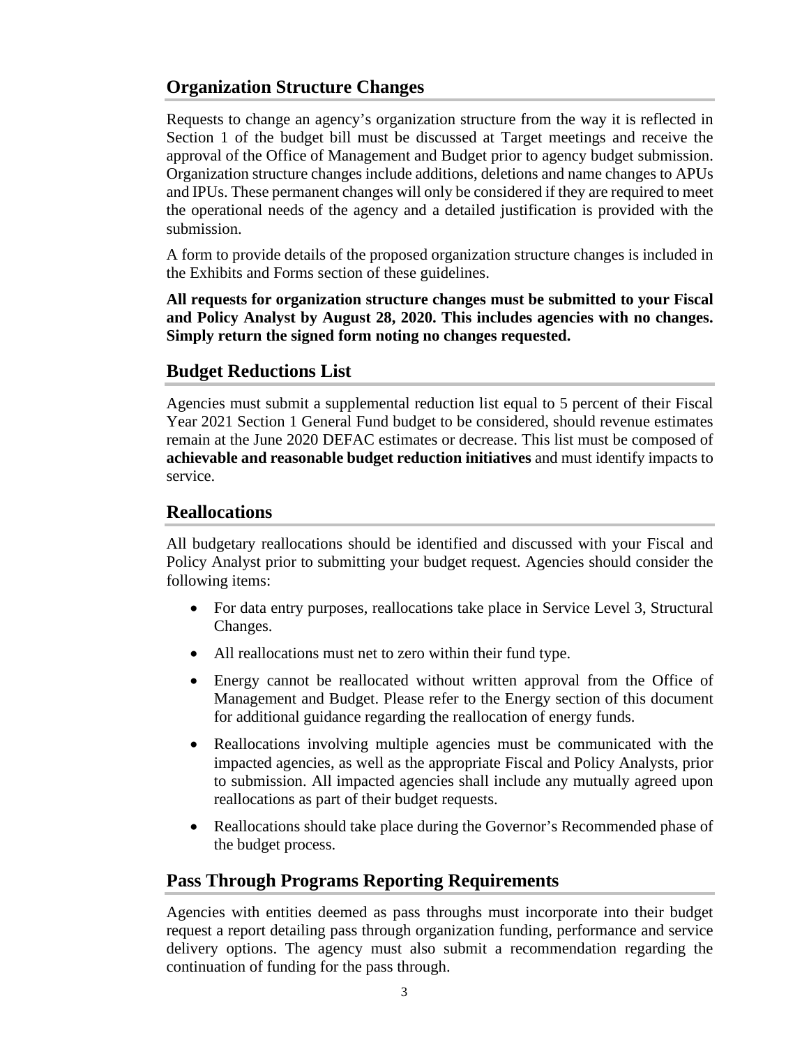## Organization Structure Changes

Requests to change an agency's organization structure from the way it is reflected in Section 1 of the budget bill must be discussed at Target meetings and receive the approval of the Office of Management and Budget prior to agency budget submission. Organization structure changes include additions, deletions and name changes to APUs and IPUs. These permanent changes will only be considered if they are required to meet the operational needs of the agency and a detailed justification is provided with the submission.

A form to provide details of the proposed organization structure changes is included in the Exhibits and Forms section of these guidelines.

**All requests for organization structure changes must be submitted to your Fiscal and Policy Analyst by August 28, 2020. This includes agencies with no changes. Simply return the signed form noting no changes requested.**

## Budget Reductions List

Agencies must submit a supplemental reduction list equal to 5 percent of their Fiscal Year 2021 Section 1 General Fund budget to be considered, should revenue estimates remain at the June 2020 DEFAC estimates or decrease. This list must be composed of **achievable and reasonable budget reduction initiatives** and must identify impacts to service.

## Reallocations

All budgetary reallocations should be identified and discussed with your Fiscal and Policy Analyst prior to submitting your budget request. Agencies should consider the following items:

- For data entry purposes, reallocations take place in Service Level 3, Structural Changes.
- All reallocations must net to zero within their fund type.
- Energy cannot be reallocated without written approval from the Office of Management and Budget. Please refer to the Energy section of this document for additional guidance regarding the reallocation of energy funds.
- Reallocations involving multiple agencies must be communicated with the impacted agencies, as well as the appropriate Fiscal and Policy Analysts, prior to submission. All impacted agencies shall include any mutually agreed upon reallocations as part of their budget requests.
- Reallocations should take place during the Governor's Recommended phase of the budget process.

## Pass Through Programs Reporting Requirements

Agencies with entities deemed as pass throughs must incorporate into their budget request a report detailing pass through organization funding, performance and service delivery options. The agency must also submit a recommendation regarding the continuation of funding for the pass through.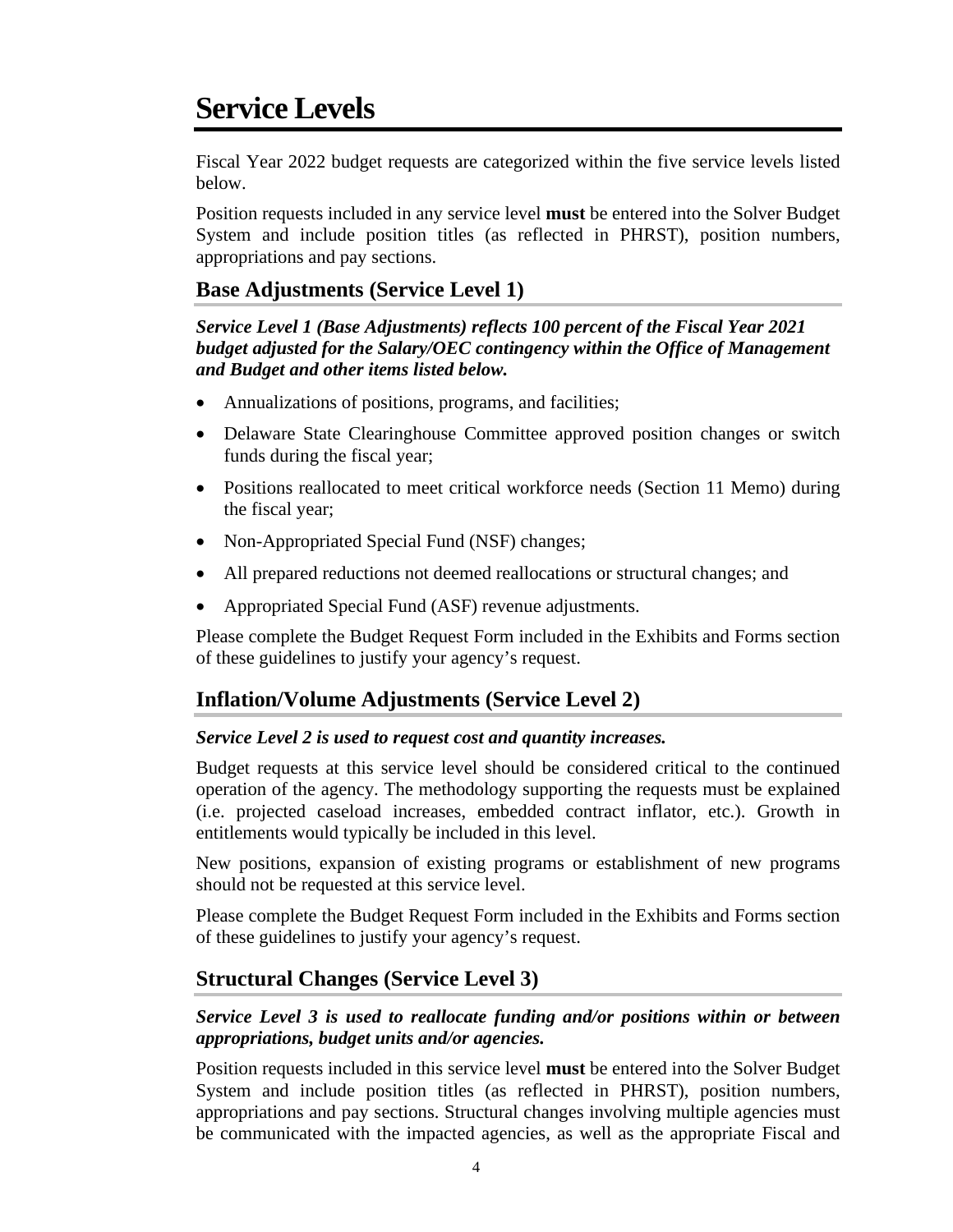# Service Levels

Fiscal Year 2022 budget requests are categorized within the five service levels listed below.

Position requests included in any service level **must** be entered into the Solver Budget System and include position titles (as reflected in PHRST), position numbers, appropriations and pay sections.

## Base Adjustments (Service Level 1)

***Service Level 1 (Base Adjustments) reflects 100 percent of the Fiscal Year 2021 budget adjusted for the Salary/OEC contingency within the Office of Management and Budget and other items listed below.***

- Annualizations of positions, programs, and facilities;
- Delaware State Clearinghouse Committee approved position changes or switch funds during the fiscal year;
- Positions reallocated to meet critical workforce needs (Section 11 Memo) during the fiscal year;
- Non-Appropriated Special Fund (NSF) changes;
- All prepared reductions not deemed reallocations or structural changes; and
- Appropriated Special Fund (ASF) revenue adjustments.

Please complete the Budget Request Form included in the Exhibits and Forms section of these guidelines to justify your agency's request.

## Inflation/Volume Adjustments (Service Level 2)

***Service Level 2 is used to request cost and quantity increases.***

Budget requests at this service level should be considered critical to the continued operation of the agency. The methodology supporting the requests must be explained (i.e. projected caseload increases, embedded contract inflator, etc.). Growth in entitlements would typically be included in this level.

New positions, expansion of existing programs or establishment of new programs should not be requested at this service level.

Please complete the Budget Request Form included in the Exhibits and Forms section of these guidelines to justify your agency's request.

## Structural Changes (Service Level 3)

***Service Level 3 is used to reallocate funding and/or positions within or between appropriations, budget units and/or agencies.***

Position requests included in this service level **must** be entered into the Solver Budget System and include position titles (as reflected in PHRST), position numbers, appropriations and pay sections. Structural changes involving multiple agencies must be communicated with the impacted agencies, as well as the appropriate Fiscal and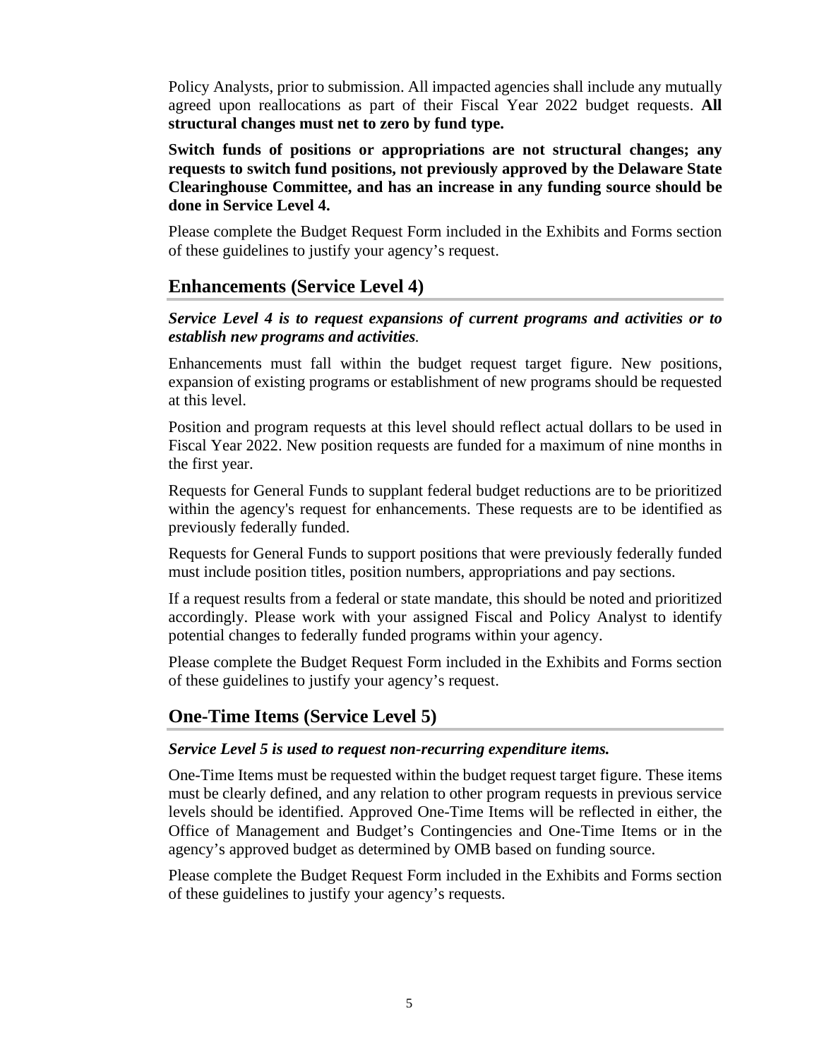Policy Analysts, prior to submission. All impacted agencies shall include any mutually agreed upon reallocations as part of their Fiscal Year 2022 budget requests. **All structural changes must net to zero by fund type.**

**Switch funds of positions or appropriations are not structural changes; any requests to switch fund positions, not previously approved by the Delaware State Clearinghouse Committee, and has an increase in any funding source should be done in Service Level 4.**

Please complete the Budget Request Form included in the Exhibits and Forms section of these guidelines to justify your agency's request.

## Enhancements (Service Level 4)

***Service Level 4 is to request expansions of current programs and activities or to establish new programs and activities.***

Enhancements must fall within the budget request target figure. New positions, expansion of existing programs or establishment of new programs should be requested at this level.

Position and program requests at this level should reflect actual dollars to be used in Fiscal Year 2022. New position requests are funded for a maximum of nine months in the first year.

Requests for General Funds to supplant federal budget reductions are to be prioritized within the agency's request for enhancements. These requests are to be identified as previously federally funded.

Requests for General Funds to support positions that were previously federally funded must include position titles, position numbers, appropriations and pay sections.

If a request results from a federal or state mandate, this should be noted and prioritized accordingly. Please work with your assigned Fiscal and Policy Analyst to identify potential changes to federally funded programs within your agency.

Please complete the Budget Request Form included in the Exhibits and Forms section of these guidelines to justify your agency's request.

## One-Time Items (Service Level 5)

***Service Level 5 is used to request non-recurring expenditure items.***

One-Time Items must be requested within the budget request target figure. These items must be clearly defined, and any relation to other program requests in previous service levels should be identified. Approved One-Time Items will be reflected in either, the Office of Management and Budget's Contingencies and One-Time Items or in the agency's approved budget as determined by OMB based on funding source.

Please complete the Budget Request Form included in the Exhibits and Forms section of these guidelines to justify your agency's requests.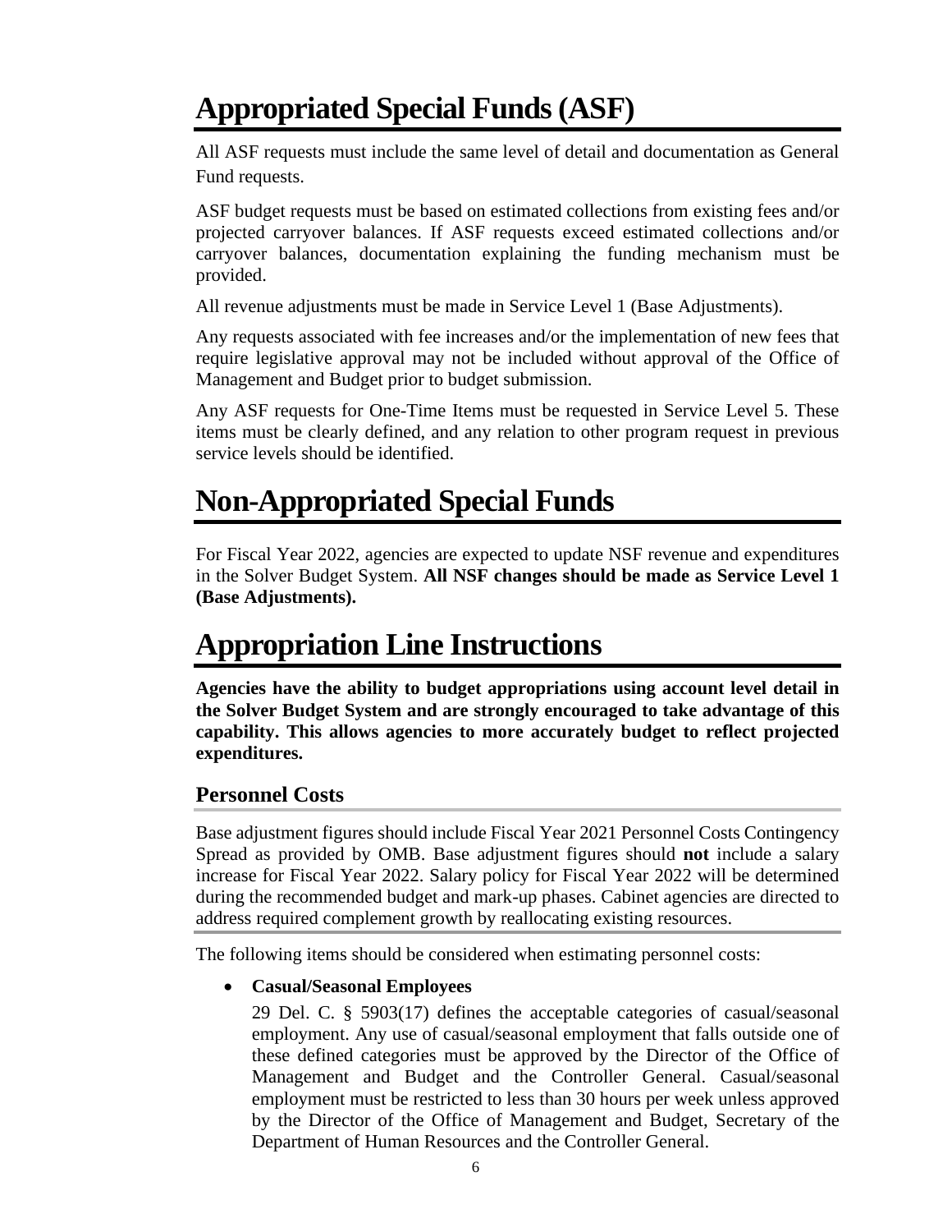# Appropriated Special Funds (ASF)

All ASF requests must include the same level of detail and documentation as General Fund requests.

ASF budget requests must be based on estimated collections from existing fees and/or projected carryover balances. If ASF requests exceed estimated collections and/or carryover balances, documentation explaining the funding mechanism must be provided.

All revenue adjustments must be made in Service Level 1 (Base Adjustments).

Any requests associated with fee increases and/or the implementation of new fees that require legislative approval may not be included without approval of the Office of Management and Budget prior to budget submission.

Any ASF requests for One-Time Items must be requested in Service Level 5. These items must be clearly defined, and any relation to other program request in previous service levels should be identified.

# Non-Appropriated Special Funds

For Fiscal Year 2022, agencies are expected to update NSF revenue and expenditures in the Solver Budget System. **All NSF changes should be made as Service Level 1 (Base Adjustments).**

# Appropriation Line Instructions

**Agencies have the ability to budget appropriations using account level detail in the Solver Budget System and are strongly encouraged to take advantage of this capability. This allows agencies to more accurately budget to reflect projected expenditures.**

## Personnel Costs

Base adjustment figures should include Fiscal Year 2021 Personnel Costs Contingency Spread as provided by OMB. Base adjustment figures should **not** include a salary increase for Fiscal Year 2022. Salary policy for Fiscal Year 2022 will be determined during the recommended budget and mark-up phases. Cabinet agencies are directed to address required complement growth by reallocating existing resources.

The following items should be considered when estimating personnel costs:

- **Casual/Seasonal Employees**

  29 Del. C. § 5903(17) defines the acceptable categories of casual/seasonal employment. Any use of casual/seasonal employment that falls outside one of these defined categories must be approved by the Director of the Office of Management and Budget and the Controller General. Casual/seasonal employment must be restricted to less than 30 hours per week unless approved by the Director of the Office of Management and Budget, Secretary of the Department of Human Resources and the Controller General.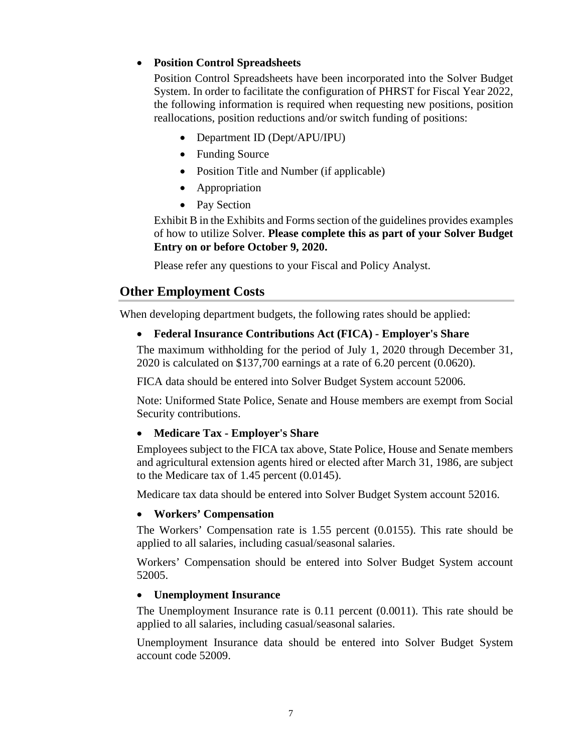- **Position Control Spreadsheets**

  Position Control Spreadsheets have been incorporated into the Solver Budget System. In order to facilitate the configuration of PHRST for Fiscal Year 2022, the following information is required when requesting new positions, position reallocations, position reductions and/or switch funding of positions:

  - Department ID (Dept/APU/IPU)
  - Funding Source
  - Position Title and Number (if applicable)
  - Appropriation
  - Pay Section

  Exhibit B in the Exhibits and Forms section of the guidelines provides examples of how to utilize Solver. **Please complete this as part of your Solver Budget Entry on or before October 9, 2020.**

  Please refer any questions to your Fiscal and Policy Analyst.

## Other Employment Costs

When developing department budgets, the following rates should be applied:

- **Federal Insurance Contributions Act (FICA) - Employer's Share**

  The maximum withholding for the period of July 1, 2020 through December 31, 2020 is calculated on $137,700 earnings at a rate of 6.20 percent (0.0620).

  FICA data should be entered into Solver Budget System account 52006.

  Note: Uniformed State Police, Senate and House members are exempt from Social Security contributions.

- **Medicare Tax - Employer's Share**

  Employees subject to the FICA tax above, State Police, House and Senate members and agricultural extension agents hired or elected after March 31, 1986, are subject to the Medicare tax of 1.45 percent (0.0145).

  Medicare tax data should be entered into Solver Budget System account 52016.

- **Workers' Compensation**

  The Workers' Compensation rate is 1.55 percent (0.0155). This rate should be applied to all salaries, including casual/seasonal salaries.

  Workers' Compensation should be entered into Solver Budget System account 52005.

- **Unemployment Insurance**

  The Unemployment Insurance rate is 0.11 percent (0.0011). This rate should be applied to all salaries, including casual/seasonal salaries.

  Unemployment Insurance data should be entered into Solver Budget System account code 52009.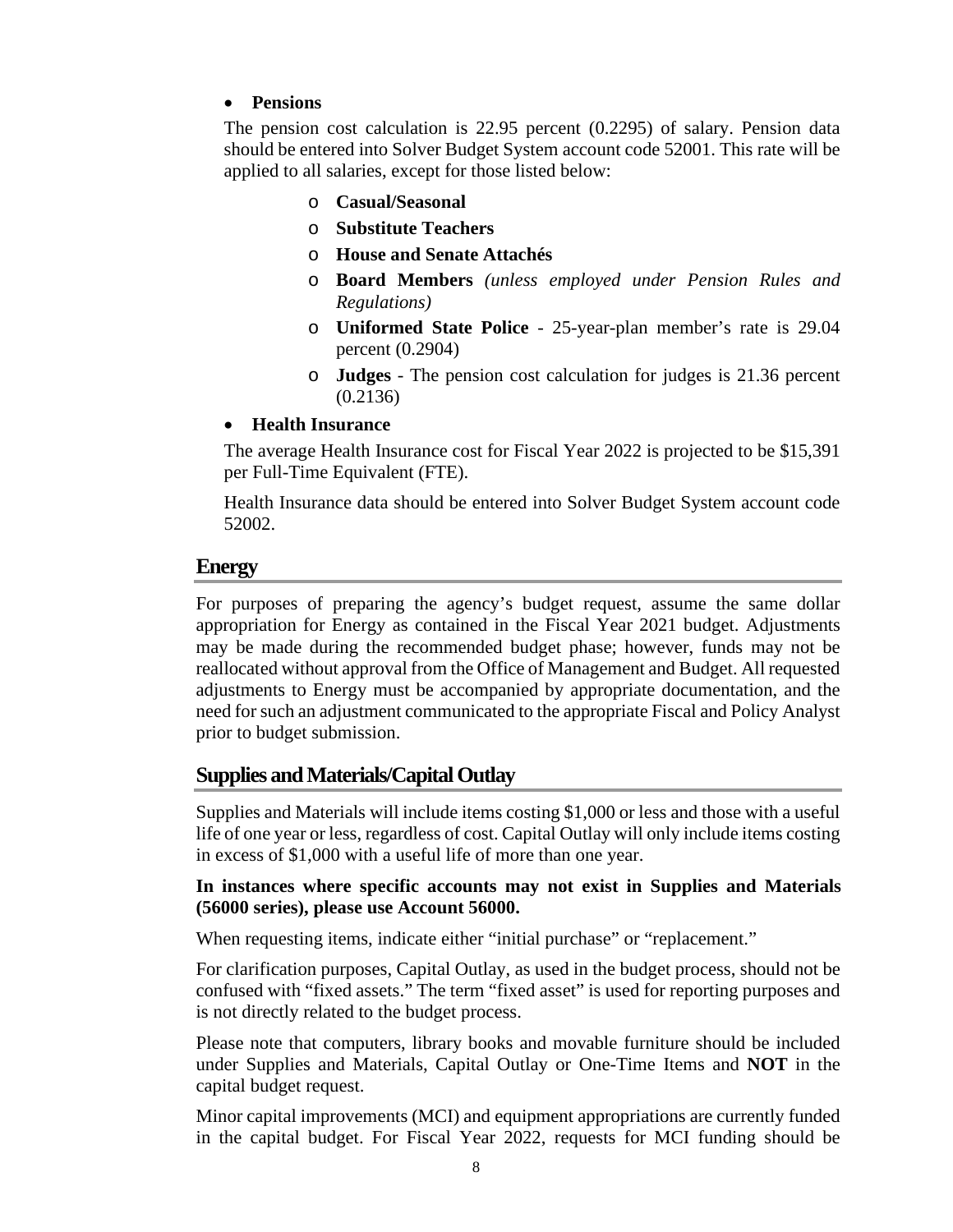- **Pensions**

  The pension cost calculation is 22.95 percent (0.2295) of salary. Pension data should be entered into Solver Budget System account code 52001. This rate will be applied to all salaries, except for those listed below:

  - **Casual/Seasonal**
  - **Substitute Teachers**
  - **House and Senate Attachés**
  - **Board Members** *(unless employed under Pension Rules and Regulations)*
  - **Uniformed State Police** - 25-year-plan member's rate is 29.04 percent (0.2904)
  - **Judges** - The pension cost calculation for judges is 21.36 percent (0.2136)

- **Health Insurance**

  The average Health Insurance cost for Fiscal Year 2022 is projected to be $15,391 per Full-Time Equivalent (FTE).

  Health Insurance data should be entered into Solver Budget System account code 52002.

## Energy

For purposes of preparing the agency's budget request, assume the same dollar appropriation for Energy as contained in the Fiscal Year 2021 budget. Adjustments may be made during the recommended budget phase; however, funds may not be reallocated without approval from the Office of Management and Budget. All requested adjustments to Energy must be accompanied by appropriate documentation, and the need for such an adjustment communicated to the appropriate Fiscal and Policy Analyst prior to budget submission.

## Supplies and Materials/Capital Outlay

Supplies and Materials will include items costing $1,000 or less and those with a useful life of one year or less, regardless of cost. Capital Outlay will only include items costing in excess of $1,000 with a useful life of more than one year.

**In instances where specific accounts may not exist in Supplies and Materials (56000 series), please use Account 56000.**

When requesting items, indicate either "initial purchase" or "replacement."

For clarification purposes, Capital Outlay, as used in the budget process, should not be confused with "fixed assets." The term "fixed asset" is used for reporting purposes and is not directly related to the budget process.

Please note that computers, library books and movable furniture should be included under Supplies and Materials, Capital Outlay or One-Time Items and **NOT** in the capital budget request.

Minor capital improvements (MCI) and equipment appropriations are currently funded in the capital budget. For Fiscal Year 2022, requests for MCI funding should be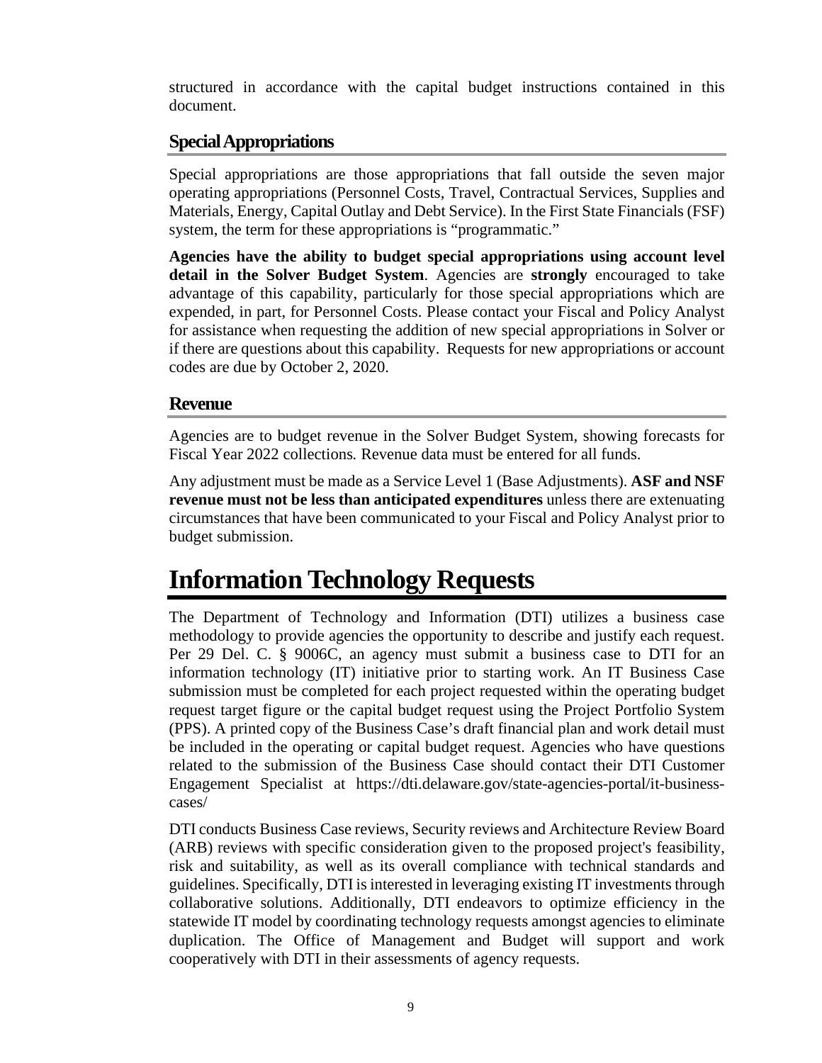structured in accordance with the capital budget instructions contained in this document.

## Special Appropriations

Special appropriations are those appropriations that fall outside the seven major operating appropriations (Personnel Costs, Travel, Contractual Services, Supplies and Materials, Energy, Capital Outlay and Debt Service). In the First State Financials (FSF) system, the term for these appropriations is "programmatic."

**Agencies have the ability to budget special appropriations using account level detail in the Solver Budget System**. Agencies are **strongly** encouraged to take advantage of this capability, particularly for those special appropriations which are expended, in part, for Personnel Costs. Please contact your Fiscal and Policy Analyst for assistance when requesting the addition of new special appropriations in Solver or if there are questions about this capability. Requests for new appropriations or account codes are due by October 2, 2020.

## Revenue

Agencies are to budget revenue in the Solver Budget System, showing forecasts for Fiscal Year 2022 collections. Revenue data must be entered for all funds.

Any adjustment must be made as a Service Level 1 (Base Adjustments). **ASF and NSF revenue must not be less than anticipated expenditures** unless there are extenuating circumstances that have been communicated to your Fiscal and Policy Analyst prior to budget submission.

# Information Technology Requests

The Department of Technology and Information (DTI) utilizes a business case methodology to provide agencies the opportunity to describe and justify each request. Per 29 Del. C. § 9006C, an agency must submit a business case to DTI for an information technology (IT) initiative prior to starting work. An IT Business Case submission must be completed for each project requested within the operating budget request target figure or the capital budget request using the Project Portfolio System (PPS). A printed copy of the Business Case's draft financial plan and work detail must be included in the operating or capital budget request. Agencies who have questions related to the submission of the Business Case should contact their DTI Customer Engagement Specialist at https://dti.delaware.gov/state-agencies-portal/it-business-cases/

DTI conducts Business Case reviews, Security reviews and Architecture Review Board (ARB) reviews with specific consideration given to the proposed project's feasibility, risk and suitability, as well as its overall compliance with technical standards and guidelines. Specifically, DTI is interested in leveraging existing IT investments through collaborative solutions. Additionally, DTI endeavors to optimize efficiency in the statewide IT model by coordinating technology requests amongst agencies to eliminate duplication. The Office of Management and Budget will support and work cooperatively with DTI in their assessments of agency requests.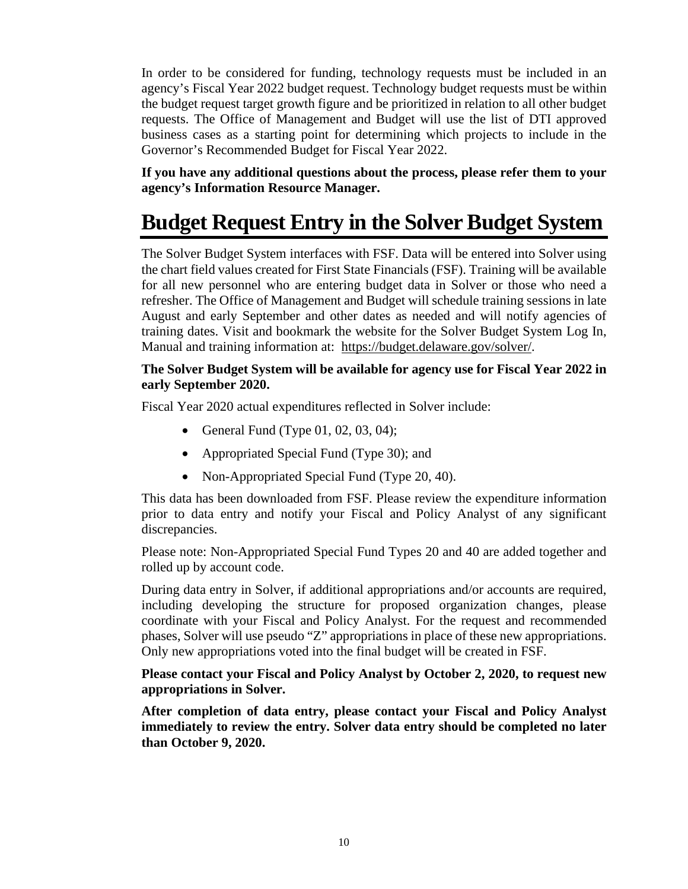In order to be considered for funding, technology requests must be included in an agency's Fiscal Year 2022 budget request. Technology budget requests must be within the budget request target growth figure and be prioritized in relation to all other budget requests. The Office of Management and Budget will use the list of DTI approved business cases as a starting point for determining which projects to include in the Governor's Recommended Budget for Fiscal Year 2022.

**If you have any additional questions about the process, please refer them to your agency's Information Resource Manager.**

# Budget Request Entry in the Solver Budget System

The Solver Budget System interfaces with FSF. Data will be entered into Solver using the chart field values created for First State Financials (FSF). Training will be available for all new personnel who are entering budget data in Solver or those who need a refresher. The Office of Management and Budget will schedule training sessions in late August and early September and other dates as needed and will notify agencies of training dates. Visit and bookmark the website for the Solver Budget System Log In, Manual and training information at: https://budget.delaware.gov/solver/.

**The Solver Budget System will be available for agency use for Fiscal Year 2022 in early September 2020.**

Fiscal Year 2020 actual expenditures reflected in Solver include:

- General Fund (Type 01, 02, 03, 04);
- Appropriated Special Fund (Type 30); and
- Non-Appropriated Special Fund (Type 20, 40).

This data has been downloaded from FSF. Please review the expenditure information prior to data entry and notify your Fiscal and Policy Analyst of any significant discrepancies.

Please note: Non-Appropriated Special Fund Types 20 and 40 are added together and rolled up by account code.

During data entry in Solver, if additional appropriations and/or accounts are required, including developing the structure for proposed organization changes, please coordinate with your Fiscal and Policy Analyst. For the request and recommended phases, Solver will use pseudo "Z" appropriations in place of these new appropriations. Only new appropriations voted into the final budget will be created in FSF.

**Please contact your Fiscal and Policy Analyst by October 2, 2020, to request new appropriations in Solver.**

**After completion of data entry, please contact your Fiscal and Policy Analyst immediately to review the entry. Solver data entry should be completed no later than October 9, 2020.**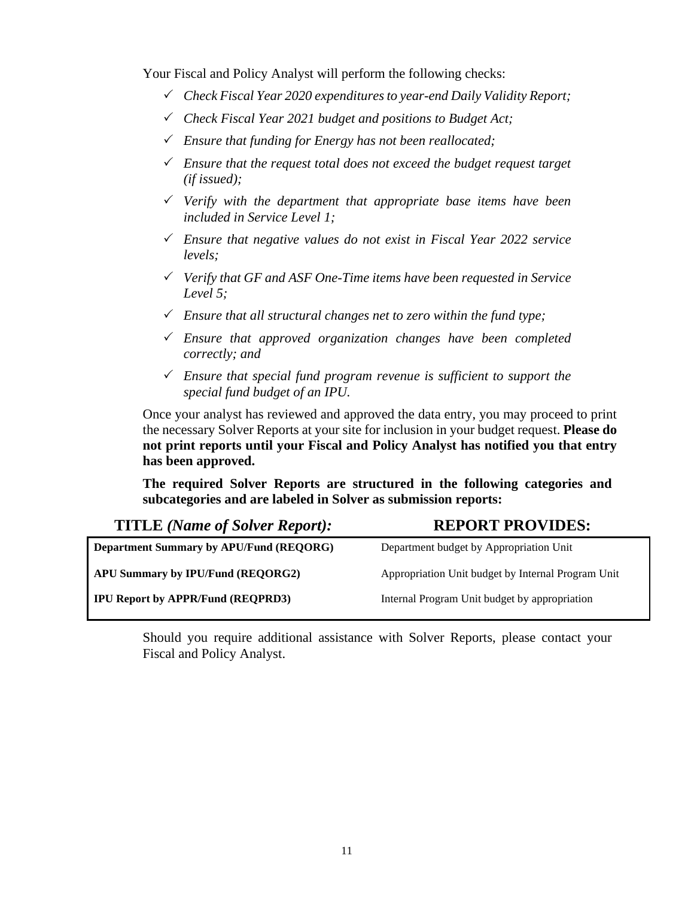Your Fiscal and Policy Analyst will perform the following checks:

- ✓ *Check Fiscal Year 2020 expenditures to year-end Daily Validity Report;*
- ✓ *Check Fiscal Year 2021 budget and positions to Budget Act;*
- ✓ *Ensure that funding for Energy has not been reallocated;*
- ✓ *Ensure that the request total does not exceed the budget request target (if issued);*
- ✓ *Verify with the department that appropriate base items have been included in Service Level 1;*
- ✓ *Ensure that negative values do not exist in Fiscal Year 2022 service levels;*
- ✓ *Verify that GF and ASF One-Time items have been requested in Service Level 5;*
- ✓ *Ensure that all structural changes net to zero within the fund type;*
- ✓ *Ensure that approved organization changes have been completed correctly; and*
- ✓ *Ensure that special fund program revenue is sufficient to support the special fund budget of an IPU.*

Once your analyst has reviewed and approved the data entry, you may proceed to print the necessary Solver Reports at your site for inclusion in your budget request. **Please do not print reports until your Fiscal and Policy Analyst has notified you that entry has been approved.**

**The required Solver Reports are structured in the following categories and subcategories and are labeled in Solver as submission reports:**

| **TITLE** ***(Name of Solver Report):*** | **REPORT PROVIDES:** |
| --- | --- |
| **Department Summary by APU/Fund (REQORG)** | Department budget by Appropriation Unit |
| **APU Summary by IPU/Fund (REQORG2)** | Appropriation Unit budget by Internal Program Unit |
| **IPU Report by APPR/Fund (REQPRD3)** | Internal Program Unit budget by appropriation |

Should you require additional assistance with Solver Reports, please contact your Fiscal and Policy Analyst.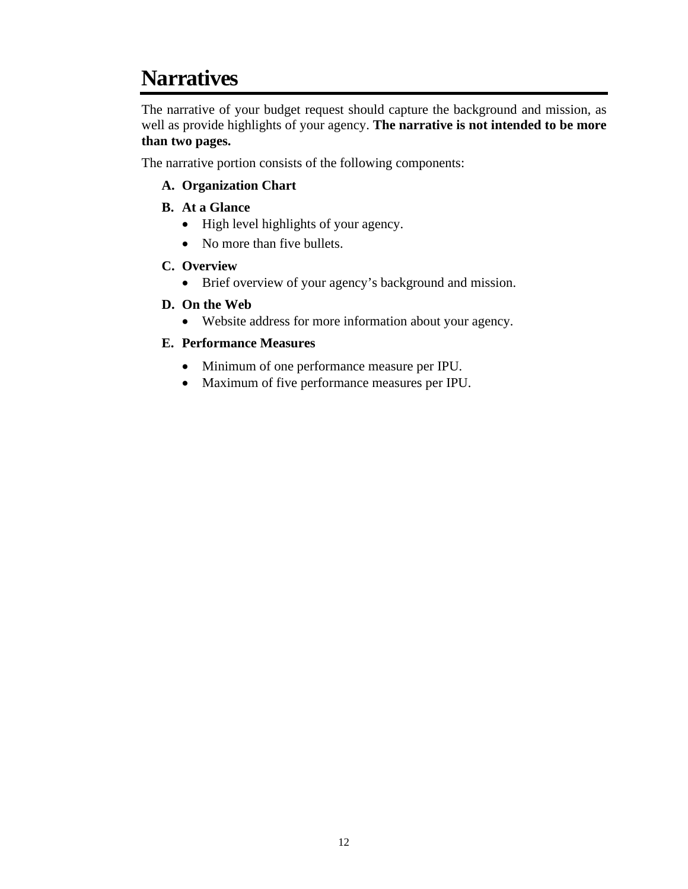# Narratives

The narrative of your budget request should capture the background and mission, as well as provide highlights of your agency. **The narrative is not intended to be more than two pages.**

The narrative portion consists of the following components:

**A. Organization Chart**

**B. At a Glance**

- High level highlights of your agency.
- No more than five bullets.

**C. Overview**

- Brief overview of your agency's background and mission.

**D. On the Web**

- Website address for more information about your agency.

**E. Performance Measures**

- Minimum of one performance measure per IPU.
- Maximum of five performance measures per IPU.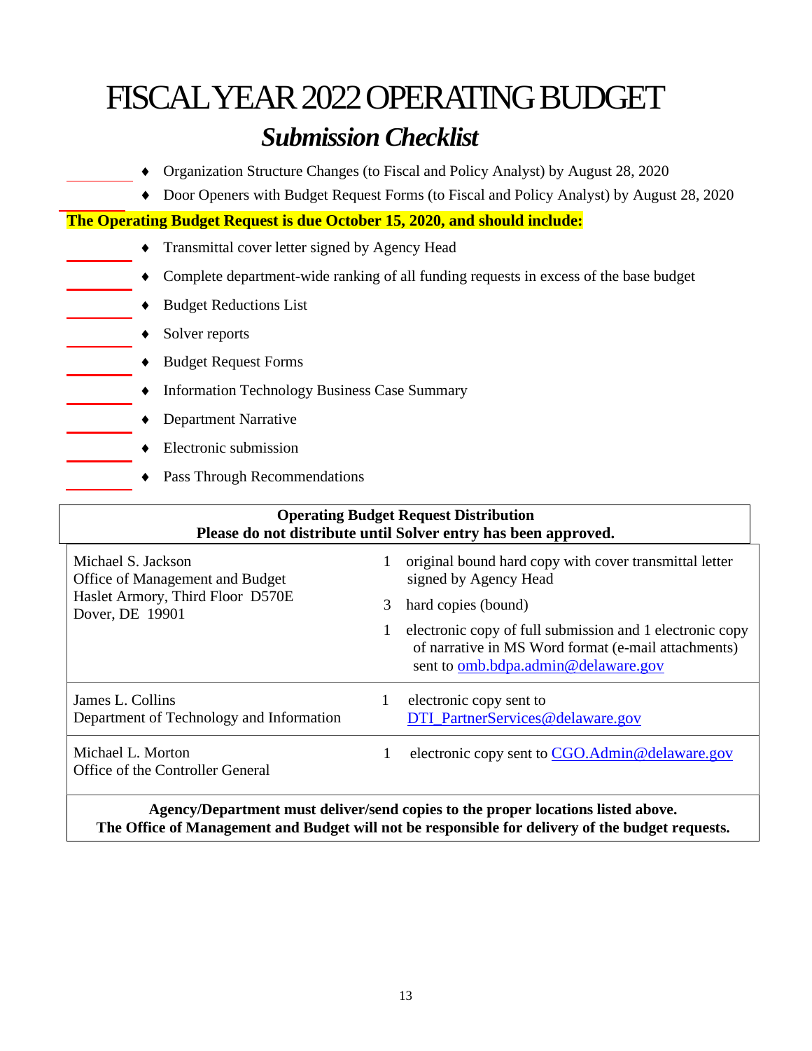# FISCAL YEAR 2022 OPERATING BUDGET

## *Submission Checklist*

- ______ Organization Structure Changes (to Fiscal and Policy Analyst) by August 28, 2020
- ______ Door Openers with Budget Request Forms (to Fiscal and Policy Analyst) by August 28, 2020

**The Operating Budget Request is due October 15, 2020, and should include:**

- ______ Transmittal cover letter signed by Agency Head
- ______ Complete department-wide ranking of all funding requests in excess of the base budget
- ______ Budget Reductions List
- ______ Solver reports
- ______ Budget Request Forms
- ______ Information Technology Business Case Summary
- ______ Department Narrative
- ______ Electronic submission
- ______ Pass Through Recommendations

| **Operating Budget Request Distribution**<br>**Please do not distribute until Solver entry has been approved.** | | |
|---|---|---|
| Michael S. Jackson<br>Office of Management and Budget<br>Haslet Armory, Third Floor D570E<br>Dover, DE 19901 | 1 | original bound hard copy with cover transmittal letter signed by Agency Head |
| | 3 | hard copies (bound) |
| | 1 | electronic copy of full submission and 1 electronic copy of narrative in MS Word format (e-mail attachments) sent to omb.bdpa.admin@delaware.gov |
| James L. Collins<br>Department of Technology and Information | 1 | electronic copy sent to DTI_PartnerServices@delaware.gov |
| Michael L. Morton<br>Office of the Controller General | 1 | electronic copy sent to CGO.Admin@delaware.gov |

**Agency/Department must deliver/send copies to the proper locations listed above.**
**The Office of Management and Budget will not be responsible for delivery of the budget requests.**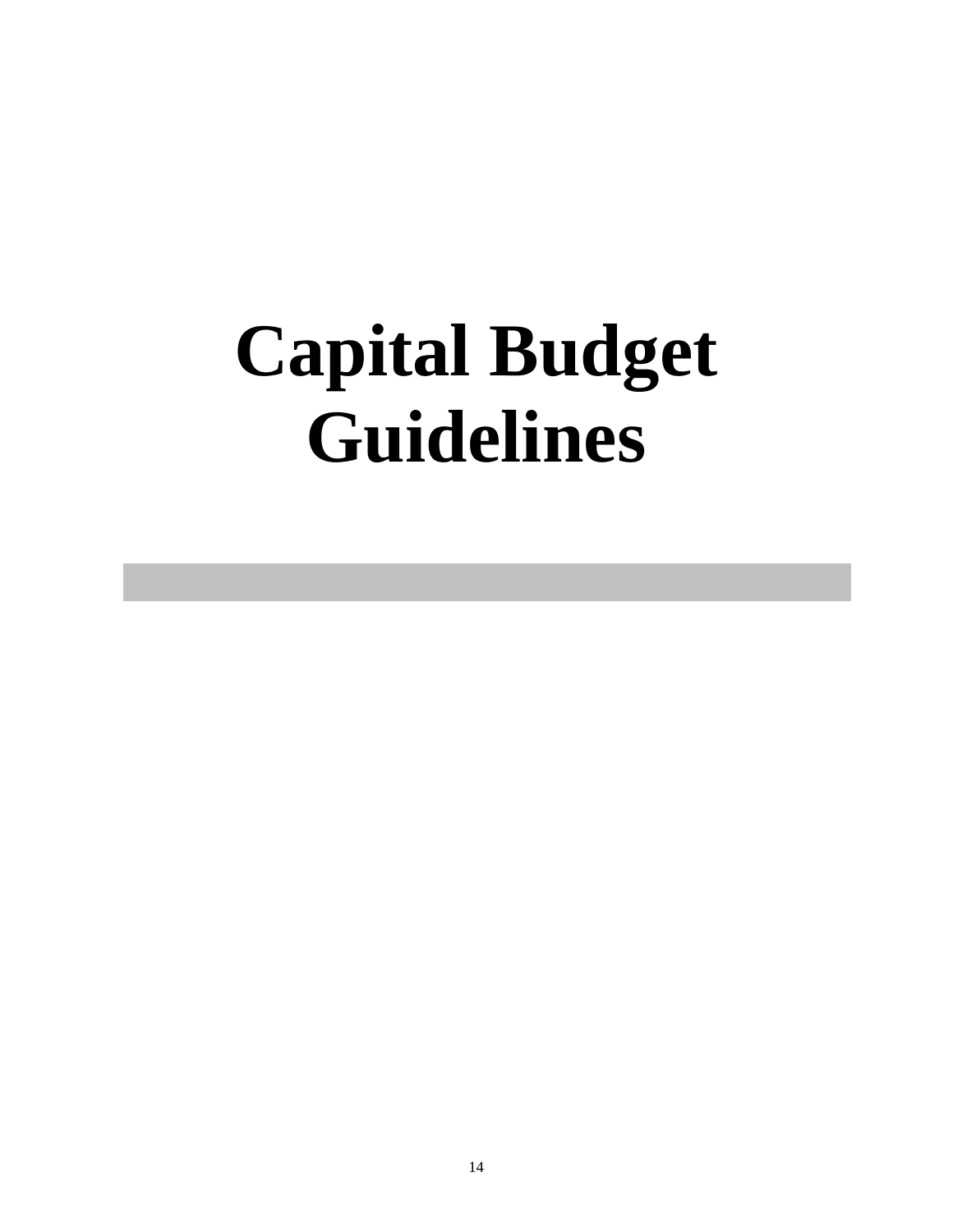# Capital Budget Guidelines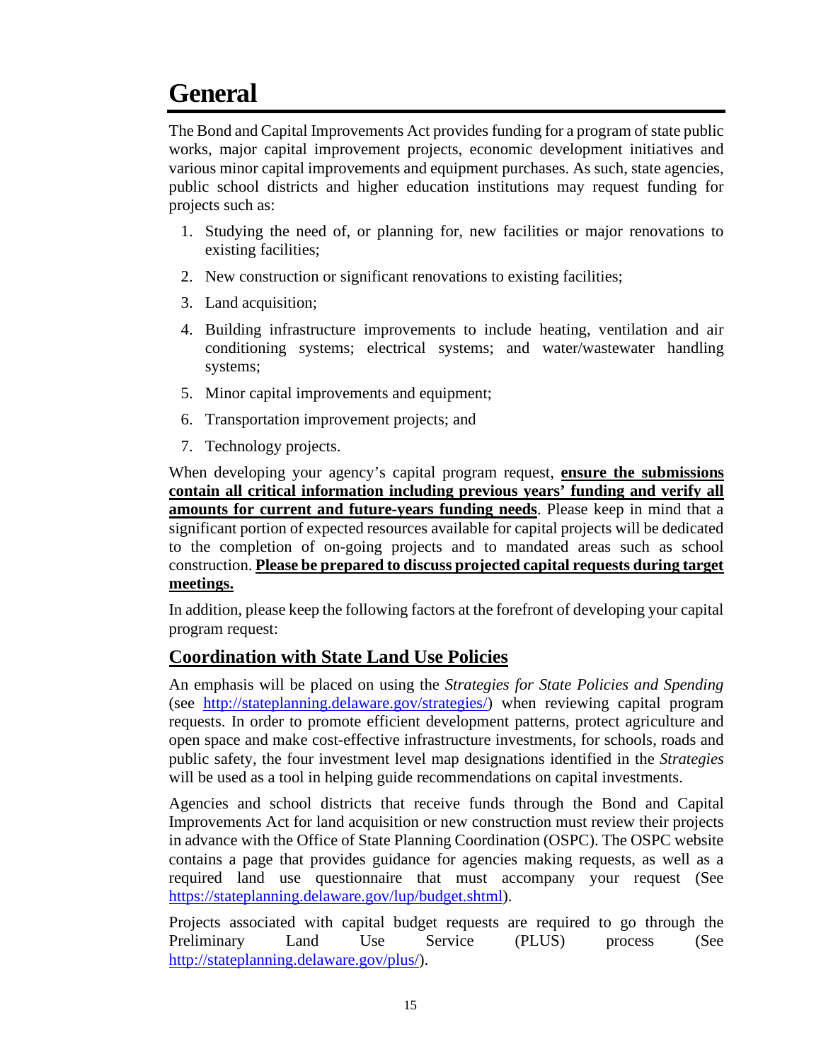# General

The Bond and Capital Improvements Act provides funding for a program of state public works, major capital improvement projects, economic development initiatives and various minor capital improvements and equipment purchases. As such, state agencies, public school districts and higher education institutions may request funding for projects such as:

1. Studying the need of, or planning for, new facilities or major renovations to existing facilities;
2. New construction or significant renovations to existing facilities;
3. Land acquisition;
4. Building infrastructure improvements to include heating, ventilation and air conditioning systems; electrical systems; and water/wastewater handling systems;
5. Minor capital improvements and equipment;
6. Transportation improvement projects; and
7. Technology projects.

When developing your agency's capital program request, **ensure the submissions contain all critical information including previous years' funding and verify all amounts for current and future-years funding needs**. Please keep in mind that a significant portion of expected resources available for capital projects will be dedicated to the completion of on-going projects and to mandated areas such as school construction. **Please be prepared to discuss projected capital requests during target meetings.**

In addition, please keep the following factors at the forefront of developing your capital program request:

## Coordination with State Land Use Policies

An emphasis will be placed on using the *Strategies for State Policies and Spending* (see http://stateplanning.delaware.gov/strategies/) when reviewing capital program requests. In order to promote efficient development patterns, protect agriculture and open space and make cost-effective infrastructure investments, for schools, roads and public safety, the four investment level map designations identified in the *Strategies* will be used as a tool in helping guide recommendations on capital investments.

Agencies and school districts that receive funds through the Bond and Capital Improvements Act for land acquisition or new construction must review their projects in advance with the Office of State Planning Coordination (OSPC). The OSPC website contains a page that provides guidance for agencies making requests, as well as a required land use questionnaire that must accompany your request (See https://stateplanning.delaware.gov/lup/budget.shtml).

Projects associated with capital budget requests are required to go through the Preliminary Land Use Service (PLUS) process (See http://stateplanning.delaware.gov/plus/).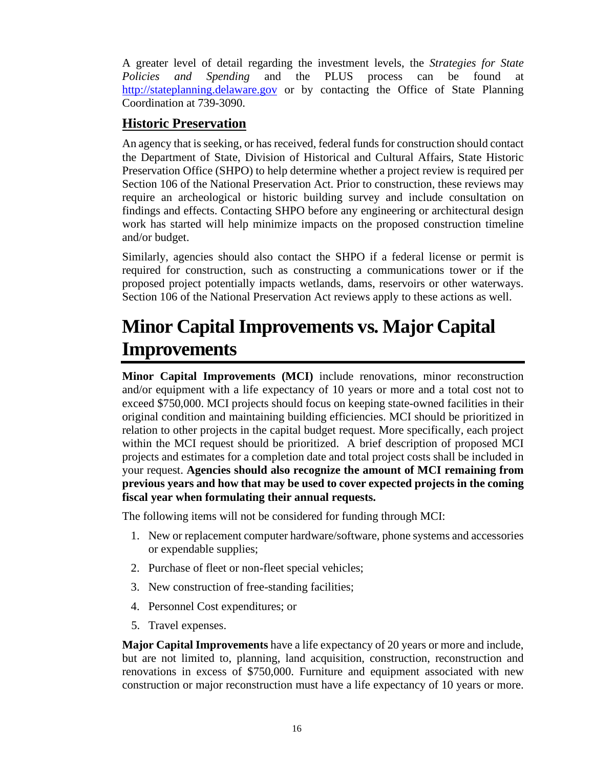A greater level of detail regarding the investment levels, the *Strategies for State Policies and Spending* and the PLUS process can be found at http://stateplanning.delaware.gov or by contacting the Office of State Planning Coordination at 739-3090.

## Historic Preservation

An agency that is seeking, or has received, federal funds for construction should contact the Department of State, Division of Historical and Cultural Affairs, State Historic Preservation Office (SHPO) to help determine whether a project review is required per Section 106 of the National Preservation Act. Prior to construction, these reviews may require an archeological or historic building survey and include consultation on findings and effects. Contacting SHPO before any engineering or architectural design work has started will help minimize impacts on the proposed construction timeline and/or budget.

Similarly, agencies should also contact the SHPO if a federal license or permit is required for construction, such as constructing a communications tower or if the proposed project potentially impacts wetlands, dams, reservoirs or other waterways. Section 106 of the National Preservation Act reviews apply to these actions as well.

# Minor Capital Improvements vs. Major Capital Improvements

**Minor Capital Improvements (MCI)** include renovations, minor reconstruction and/or equipment with a life expectancy of 10 years or more and a total cost not to exceed $750,000. MCI projects should focus on keeping state-owned facilities in their original condition and maintaining building efficiencies. MCI should be prioritized in relation to other projects in the capital budget request. More specifically, each project within the MCI request should be prioritized. A brief description of proposed MCI projects and estimates for a completion date and total project costs shall be included in your request. **Agencies should also recognize the amount of MCI remaining from previous years and how that may be used to cover expected projects in the coming fiscal year when formulating their annual requests.**

The following items will not be considered for funding through MCI:

1. New or replacement computer hardware/software, phone systems and accessories or expendable supplies;
2. Purchase of fleet or non-fleet special vehicles;
3. New construction of free-standing facilities;
4. Personnel Cost expenditures; or
5. Travel expenses.

**Major Capital Improvements** have a life expectancy of 20 years or more and include, but are not limited to, planning, land acquisition, construction, reconstruction and renovations in excess of $750,000. Furniture and equipment associated with new construction or major reconstruction must have a life expectancy of 10 years or more.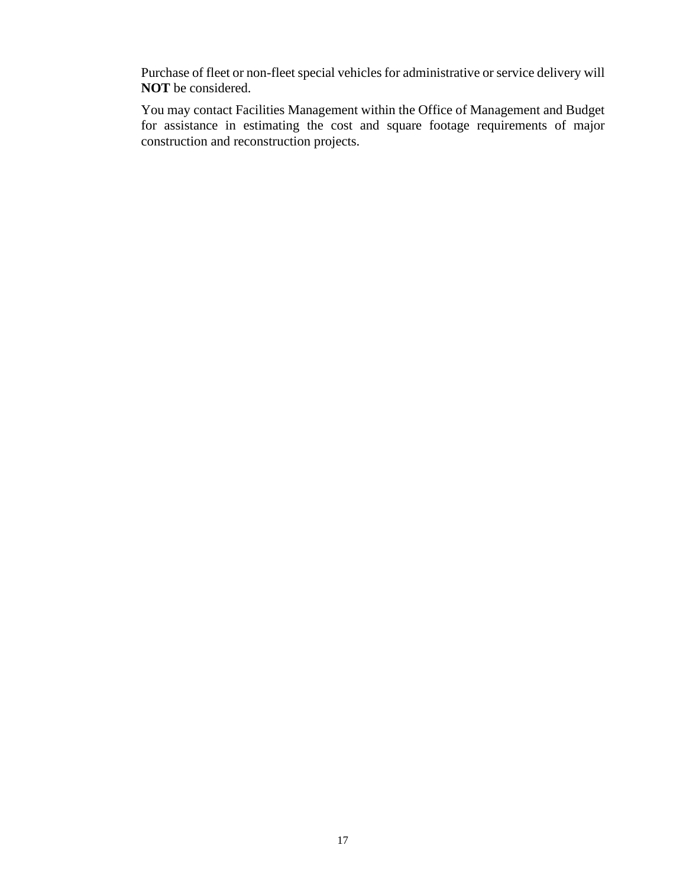Purchase of fleet or non-fleet special vehicles for administrative or service delivery will **NOT** be considered.

You may contact Facilities Management within the Office of Management and Budget for assistance in estimating the cost and square footage requirements of major construction and reconstruction projects.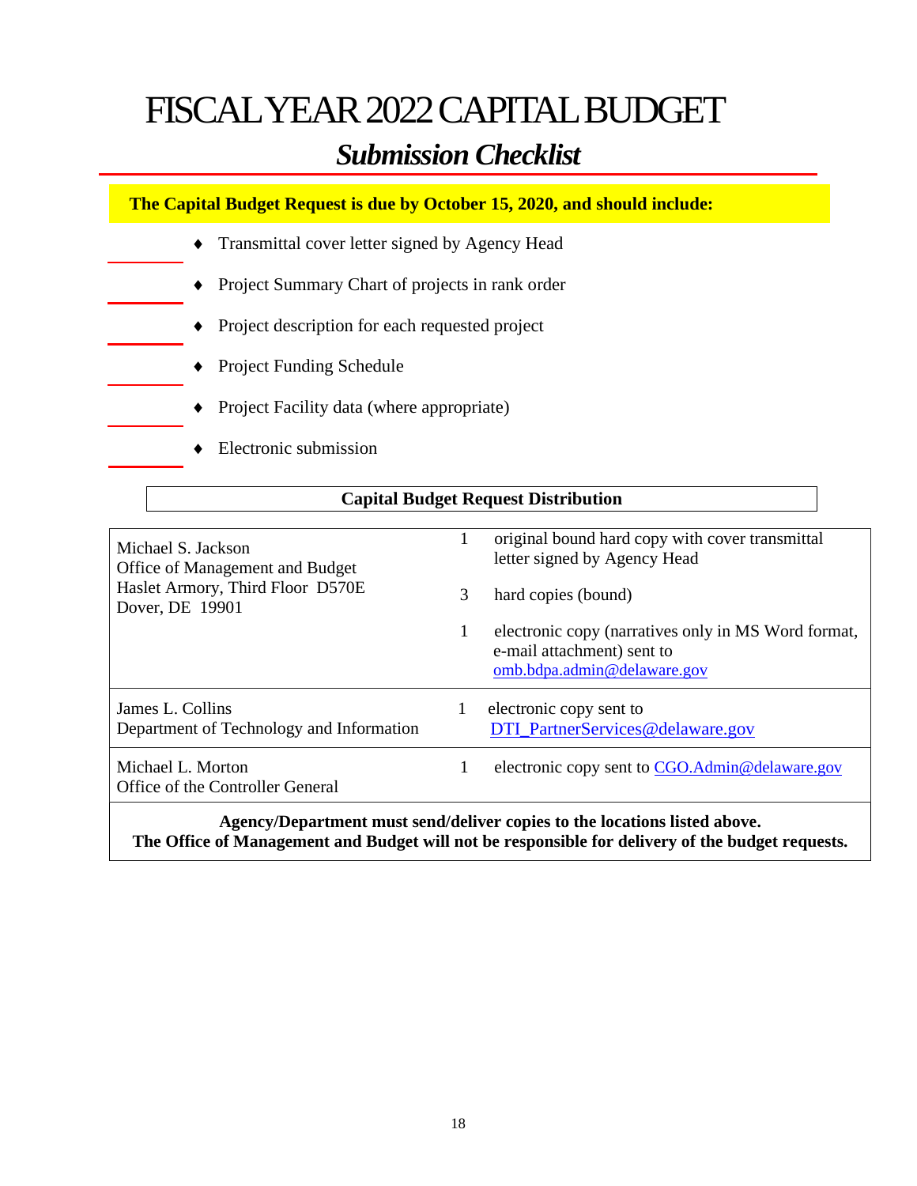# FISCAL YEAR 2022 CAPITAL BUDGET

## *Submission Checklist*

**The Capital Budget Request is due by October 15, 2020, and should include:**

- ______ ♦ Transmittal cover letter signed by Agency Head
- ______ ♦ Project Summary Chart of projects in rank order
- ______ ♦ Project description for each requested project
- ______ ♦ Project Funding Schedule
- ______ ♦ Project Facility data (where appropriate)
- ______ ♦ Electronic submission

**Capital Budget Request Distribution**

| Recipient | Qty | Item |
|---|---|---|
| Michael S. Jackson<br>Office of Management and Budget<br>Haslet Armory, Third Floor D570E<br>Dover, DE 19901 | 1 | original bound hard copy with cover transmittal letter signed by Agency Head |
| | 3 | hard copies (bound) |
| | 1 | electronic copy (narratives only in MS Word format, e-mail attachment) sent to omb.bdpa.admin@delaware.gov |
| James L. Collins<br>Department of Technology and Information | 1 | electronic copy sent to DTI_PartnerServices@delaware.gov |
| Michael L. Morton<br>Office of the Controller General | 1 | electronic copy sent to CGO.Admin@delaware.gov |

**Agency/Department must send/deliver copies to the locations listed above.**
**The Office of Management and Budget will not be responsible for delivery of the budget requests.**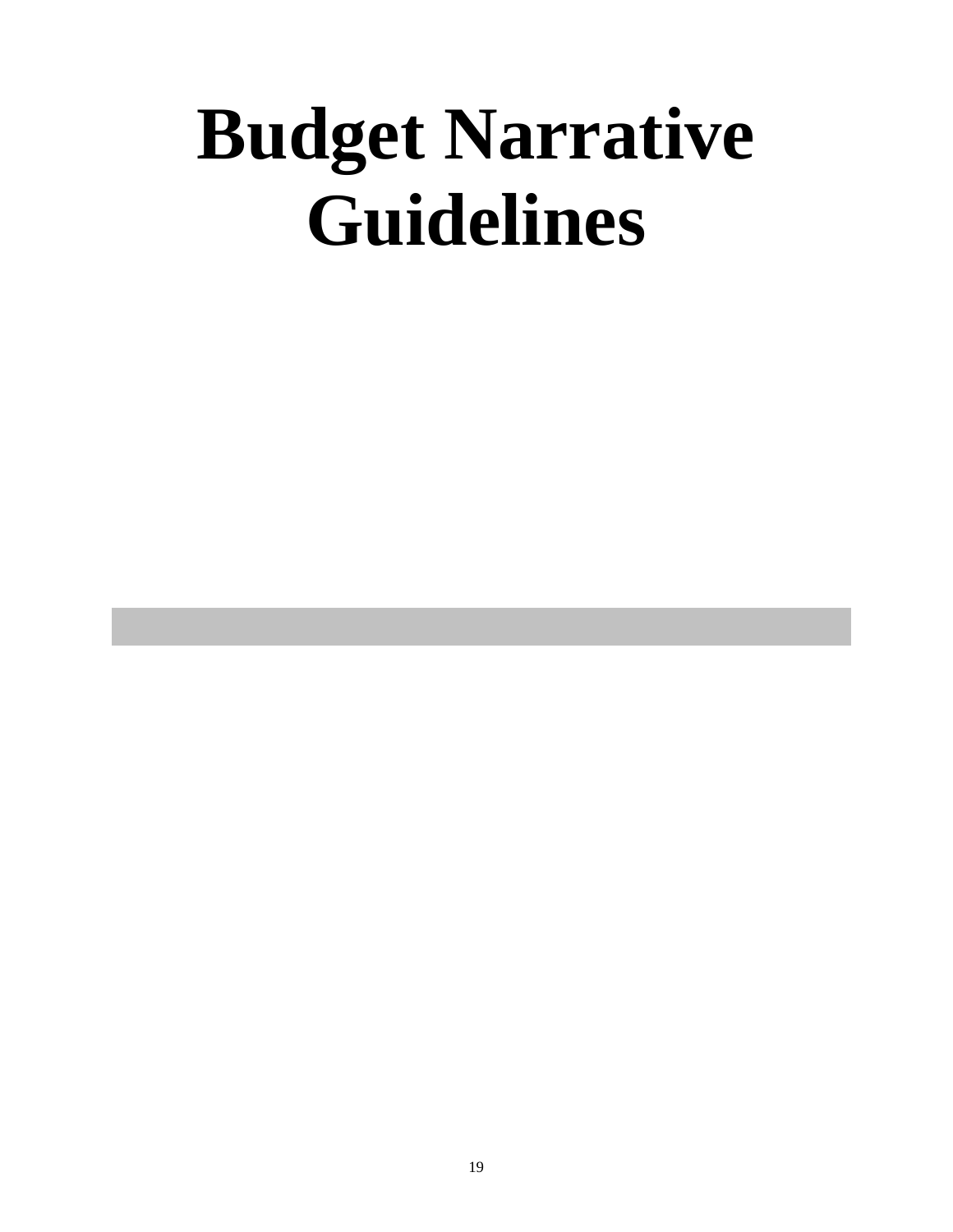# Budget Narrative Guidelines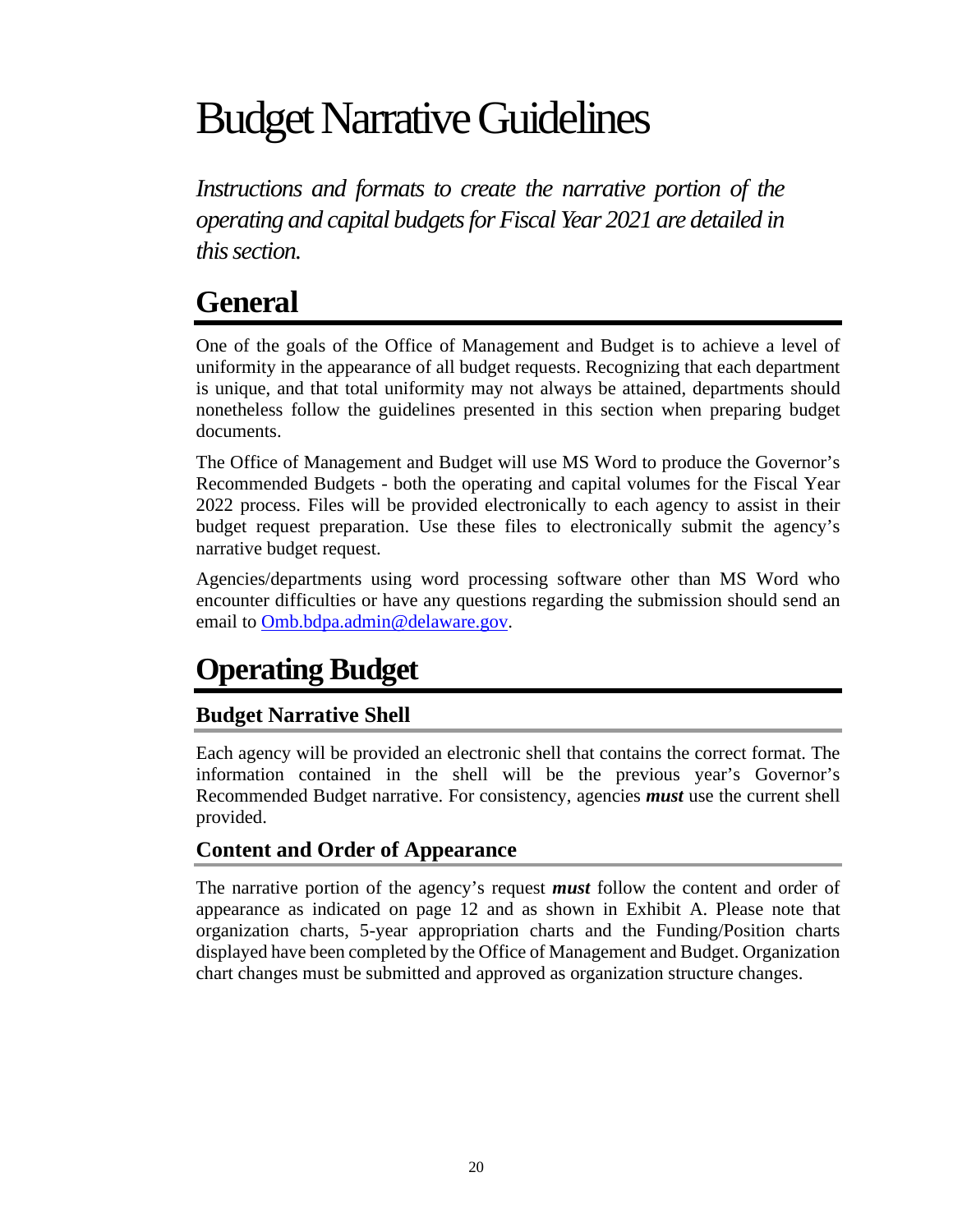# Budget Narrative Guidelines

*Instructions and formats to create the narrative portion of the operating and capital budgets for Fiscal Year 2021 are detailed in this section.*

## General

One of the goals of the Office of Management and Budget is to achieve a level of uniformity in the appearance of all budget requests. Recognizing that each department is unique, and that total uniformity may not always be attained, departments should nonetheless follow the guidelines presented in this section when preparing budget documents.

The Office of Management and Budget will use MS Word to produce the Governor's Recommended Budgets - both the operating and capital volumes for the Fiscal Year 2022 process. Files will be provided electronically to each agency to assist in their budget request preparation. Use these files to electronically submit the agency's narrative budget request.

Agencies/departments using word processing software other than MS Word who encounter difficulties or have any questions regarding the submission should send an email to Omb.bdpa.admin@delaware.gov.

## Operating Budget

### Budget Narrative Shell

Each agency will be provided an electronic shell that contains the correct format. The information contained in the shell will be the previous year's Governor's Recommended Budget narrative. For consistency, agencies ***must*** use the current shell provided.

### Content and Order of Appearance

The narrative portion of the agency's request ***must*** follow the content and order of appearance as indicated on page 12 and as shown in Exhibit A. Please note that organization charts, 5-year appropriation charts and the Funding/Position charts displayed have been completed by the Office of Management and Budget. Organization chart changes must be submitted and approved as organization structure changes.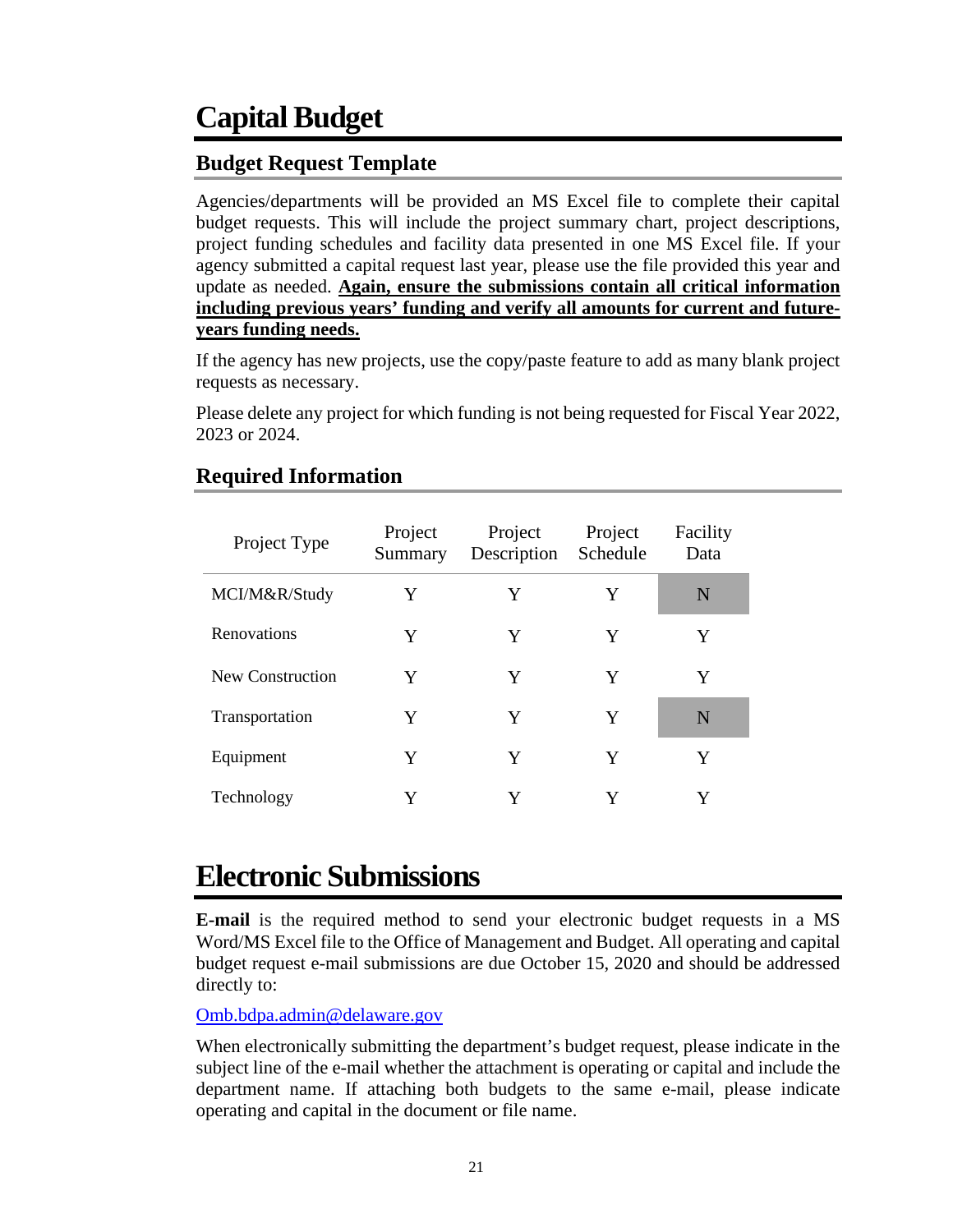# Capital Budget

## Budget Request Template

Agencies/departments will be provided an MS Excel file to complete their capital budget requests. This will include the project summary chart, project descriptions, project funding schedules and facility data presented in one MS Excel file. If your agency submitted a capital request last year, please use the file provided this year and update as needed. **Again, ensure the submissions contain all critical information including previous years' funding and verify all amounts for current and future-years funding needs.**

If the agency has new projects, use the copy/paste feature to add as many blank project requests as necessary.

Please delete any project for which funding is not being requested for Fiscal Year 2022, 2023 or 2024.

## Required Information

| Project Type | Project Summary | Project Description | Project Schedule | Facility Data |
|---|---|---|---|---|
| MCI/M&R/Study | Y | Y | Y | N |
| Renovations | Y | Y | Y | Y |
| New Construction | Y | Y | Y | Y |
| Transportation | Y | Y | Y | N |
| Equipment | Y | Y | Y | Y |
| Technology | Y | Y | Y | Y |

# Electronic Submissions

**E-mail** is the required method to send your electronic budget requests in a MS Word/MS Excel file to the Office of Management and Budget. All operating and capital budget request e-mail submissions are due October 15, 2020 and should be addressed directly to:

[Omb.bdpa.admin@delaware.gov](mailto:Omb.bdpa.admin@delaware.gov)

When electronically submitting the department's budget request, please indicate in the subject line of the e-mail whether the attachment is operating or capital and include the department name. If attaching both budgets to the same e-mail, please indicate operating and capital in the document or file name.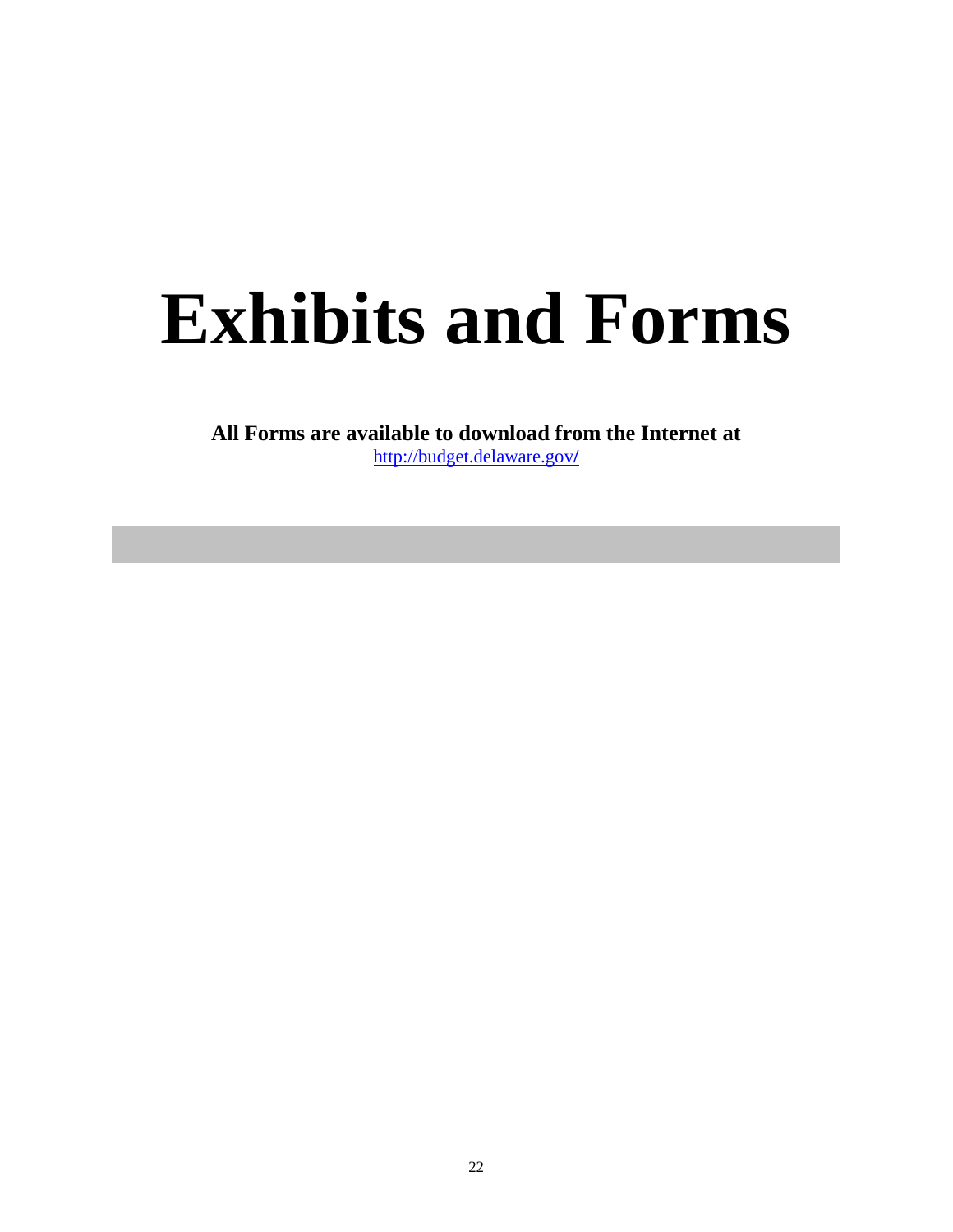# Exhibits and Forms

**All Forms are available to download from the Internet at**
http://budget.delaware.gov/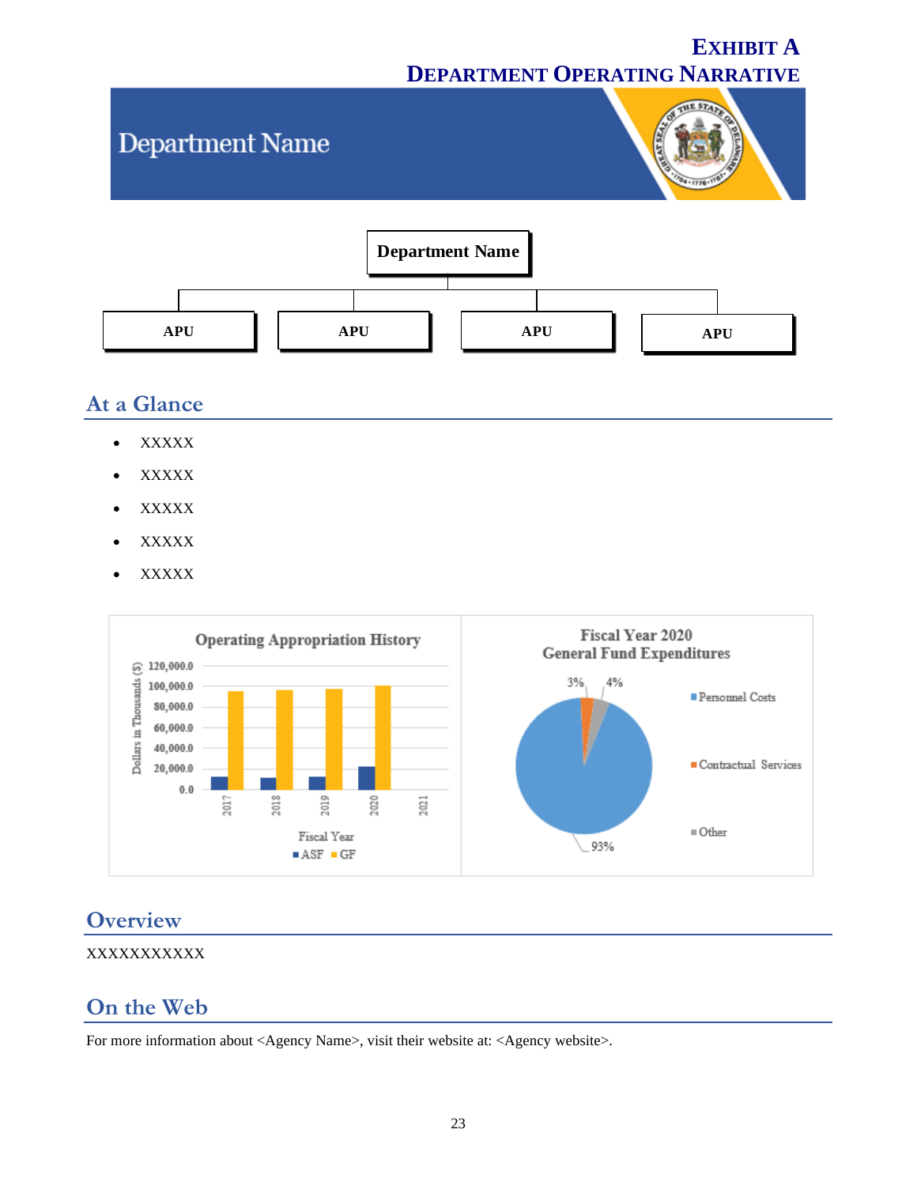# EXHIBIT A
## DEPARTMENT OPERATING NARRATIVE

# Department Name

**Department Name**

- **APU**
- **APU**
- **APU**
- **APU**

## At a Glance

- XXXXX
- XXXXX
- XXXXX
- XXXXX
- XXXXX

Operating Appropriation History

Dollars in Thousands ($): 0.0, 20,000.0, 40,000.0, 60,000.0, 80,000.0, 100,000.0, 120,000.0

Fiscal Year: 2017, 2018, 2019, 2020, 2021

■ ASF ■ GF

Fiscal Year 2020
General Fund Expenditures

- Personnel Costs: 93%
- Contractual Services: 3%
- Other: 4%

## Overview

XXXXXXXXXXX

## On the Web

For more information about <Agency Name>, visit their website at: <Agency website>.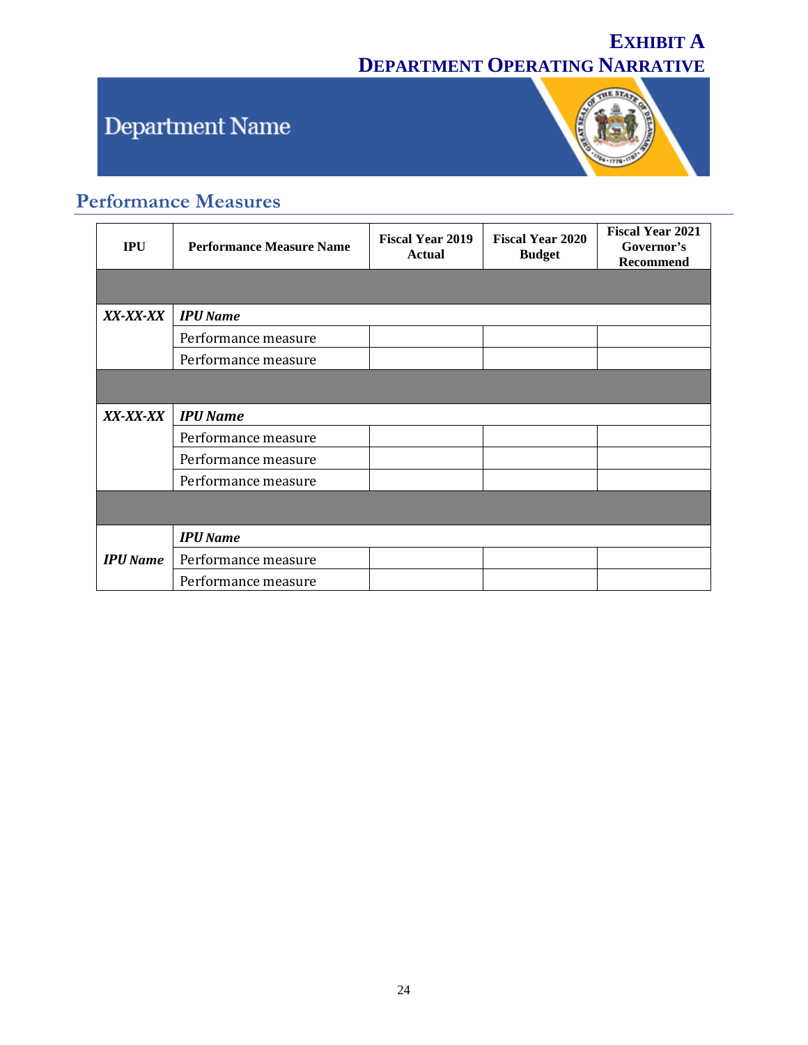**EXHIBIT A**
**DEPARTMENT OPERATING NARRATIVE**

# Department Name

## Performance Measures

| IPU | Performance Measure Name | Fiscal Year 2019 Actual | Fiscal Year 2020 Budget | Fiscal Year 2021 Governor's Recommend |
|---|---|---|---|---|
| | | | | |
| ***XX-XX-XX*** | ***IPU Name*** | | | |
| | Performance measure | | | |
| | Performance measure | | | |
| | | | | |
| ***XX-XX-XX*** | ***IPU Name*** | | | |
| | Performance measure | | | |
| | Performance measure | | | |
| | Performance measure | | | |
| | | | | |
| | ***IPU Name*** | | | |
| ***IPU Name*** | Performance measure | | | |
| | Performance measure | | | |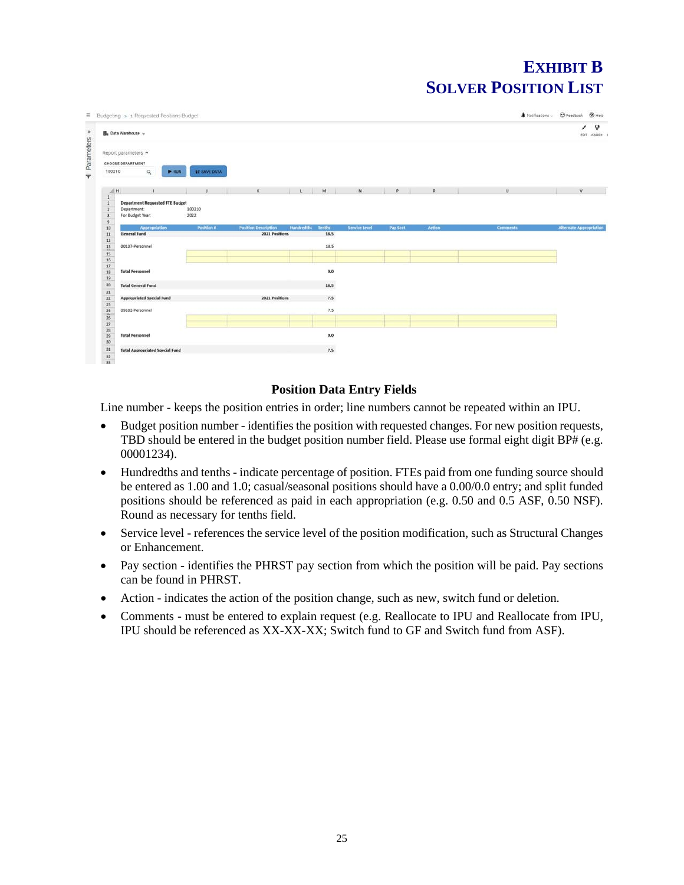# EXHIBIT B
# SOLVER POSITION LIST

| Appropriation | Position # | Position Description | Hundredths | Tenths | Service Level | Pay Sect | Action | Comments | Alternate Appropriation |
|---|---|---|---|---|---|---|---|---|---|
| Department Requested FTE Budget | | | | | | | | | |
| Department: | 100210 | | | | | | | | |
| For Budget Year: | 2022 | | | | | | | | |
| General Fund | | 2021 Positions | | 18.5 | | | | | |
| 00137-Personnel | | | | 18.5 | | | | | |
| Total Personnel | | | | 0.0 | | | | | |
| Total General Fund | | | | 18.5 | | | | | |
| Appropriated Special Fund | | 2021 Positions | | 7.5 | | | | | |
| 09102-Personnel | | | | 7.5 | | | | | |
| Total Personnel | | | | 0.0 | | | | | |
| Total Appropriated Special Fund | | | | 7.5 | | | | | |

### Position Data Entry Fields

Line number - keeps the position entries in order; line numbers cannot be repeated within an IPU.

- Budget position number - identifies the position with requested changes. For new position requests, TBD should be entered in the budget position number field. Please use formal eight digit BP# (e.g. 00001234).
- Hundredths and tenths - indicate percentage of position. FTEs paid from one funding source should be entered as 1.00 and 1.0; casual/seasonal positions should have a 0.00/0.0 entry; and split funded positions should be referenced as paid in each appropriation (e.g. 0.50 and 0.5 ASF, 0.50 NSF). Round as necessary for tenths field.
- Service level - references the service level of the position modification, such as Structural Changes or Enhancement.
- Pay section - identifies the PHRST pay section from which the position will be paid. Pay sections can be found in PHRST.
- Action - indicates the action of the position change, such as new, switch fund or deletion.
- Comments - must be entered to explain request (e.g. Reallocate to IPU and Reallocate from IPU, IPU should be referenced as XX-XX-XX; Switch fund to GF and Switch fund from ASF).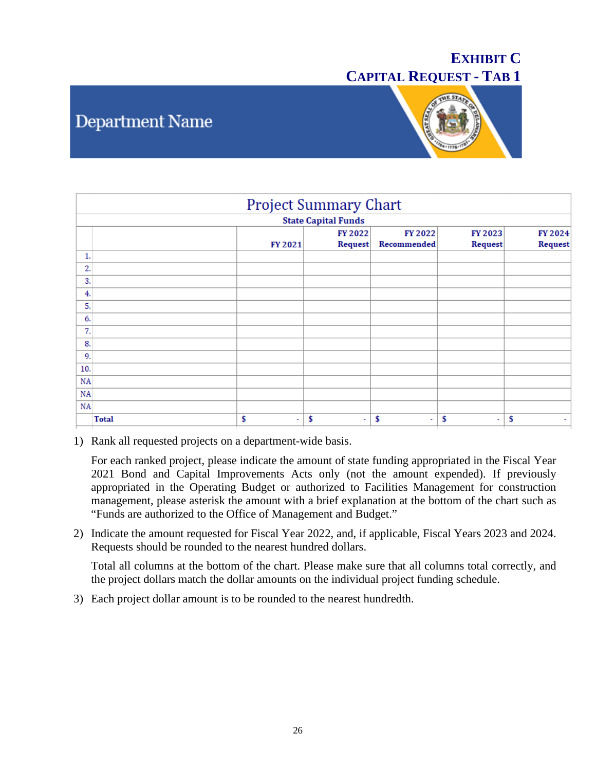# EXHIBIT C
## CAPITAL REQUEST - TAB 1

Department Name

| Project Summary Chart | | | | | | |
|---|---|---|---|---|---|---|
| State Capital Funds | | | | | | |
| | | FY 2021 | FY 2022 Request | FY 2022 Recommended | FY 2023 Request | FY 2024 Request |
| 1. | | | | | | |
| 2. | | | | | | |
| 3. | | | | | | |
| 4. | | | | | | |
| 5. | | | | | | |
| 6. | | | | | | |
| 7. | | | | | | |
| 8. | | | | | | |
| 9. | | | | | | |
| 10. | | | | | | |
| NA | | | | | | |
| NA | | | | | | |
| NA | | | | | | |
| | **Total** | $ - | $ - | $ - | $ - | $ - |

1) Rank all requested projects on a department-wide basis.

   For each ranked project, please indicate the amount of state funding appropriated in the Fiscal Year 2021 Bond and Capital Improvements Acts only (not the amount expended). If previously appropriated in the Operating Budget or authorized to Facilities Management for construction management, please asterisk the amount with a brief explanation at the bottom of the chart such as "Funds are authorized to the Office of Management and Budget."

2) Indicate the amount requested for Fiscal Year 2022, and, if applicable, Fiscal Years 2023 and 2024. Requests should be rounded to the nearest hundred dollars.

   Total all columns at the bottom of the chart. Please make sure that all columns total correctly, and the project dollars match the dollar amounts on the individual project funding schedule.

3) Each project dollar amount is to be rounded to the nearest hundredth.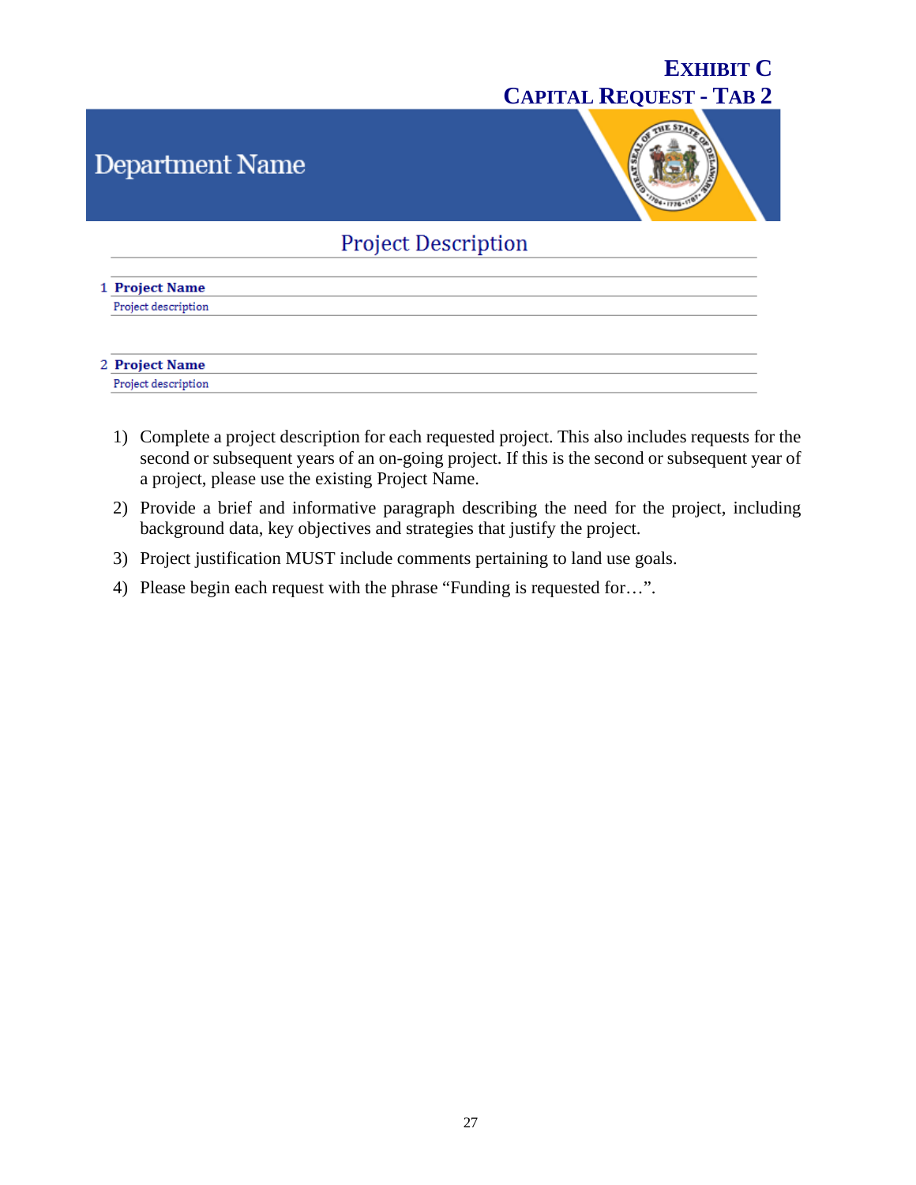# EXHIBIT C
# CAPITAL REQUEST - TAB 2

## Department Name

### Project Description

1 **Project Name**

Project description

2 **Project Name**

Project description

1) Complete a project description for each requested project. This also includes requests for the second or subsequent years of an on-going project. If this is the second or subsequent year of a project, please use the existing Project Name.
2) Provide a brief and informative paragraph describing the need for the project, including background data, key objectives and strategies that justify the project.
3) Project justification MUST include comments pertaining to land use goals.
4) Please begin each request with the phrase "Funding is requested for…".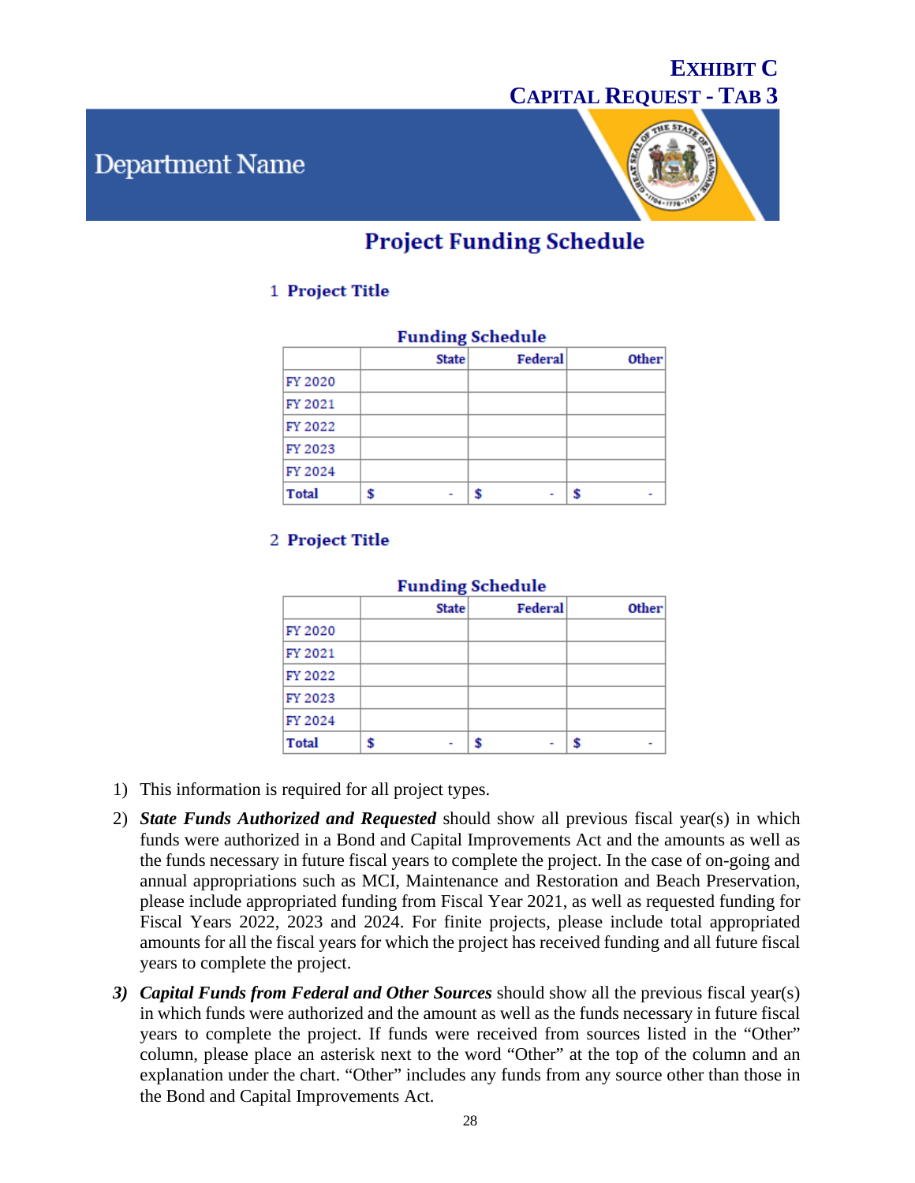# EXHIBIT C
# CAPITAL REQUEST - TAB 3

Department Name

## Project Funding Schedule

### 1 Project Title

**Funding Schedule**

| | State | Federal | Other |
|---|---|---|---|
| FY 2020 | | | |
| FY 2021 | | | |
| FY 2022 | | | |
| FY 2023 | | | |
| FY 2024 | | | |
| **Total** | $ - | $ - | $ - |

### 2 Project Title

**Funding Schedule**

| | State | Federal | Other |
|---|---|---|---|
| FY 2020 | | | |
| FY 2021 | | | |
| FY 2022 | | | |
| FY 2023 | | | |
| FY 2024 | | | |
| **Total** | $ - | $ - | $ - |

1) This information is required for all project types.
2) ***State Funds Authorized and Requested*** should show all previous fiscal year(s) in which funds were authorized in a Bond and Capital Improvements Act and the amounts as well as the funds necessary in future fiscal years to complete the project. In the case of on-going and annual appropriations such as MCI, Maintenance and Restoration and Beach Preservation, please include appropriated funding from Fiscal Year 2021, as well as requested funding for Fiscal Years 2022, 2023 and 2024. For finite projects, please include total appropriated amounts for all the fiscal years for which the project has received funding and all future fiscal years to complete the project.
3) ***Capital Funds from Federal and Other Sources*** should show all the previous fiscal year(s) in which funds were authorized and the amount as well as the funds necessary in future fiscal years to complete the project. If funds were received from sources listed in the "Other" column, please place an asterisk next to the word "Other" at the top of the column and an explanation under the chart. "Other" includes any funds from any source other than those in the Bond and Capital Improvements Act.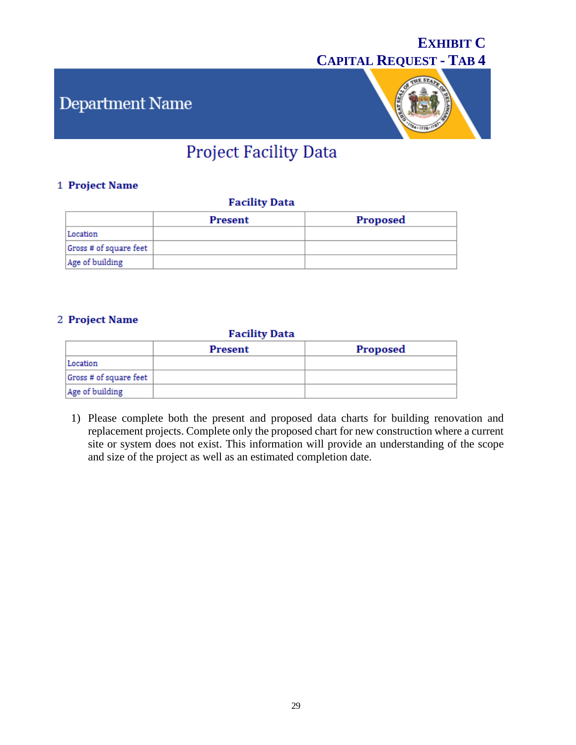**EXHIBIT C**
**CAPITAL REQUEST - TAB 4**

Department Name

# Project Facility Data

## 1 Project Name

**Facility Data**

| | Present | Proposed |
|---|---|---|
| Location | | |
| Gross # of square feet | | |
| Age of building | | |

## 2 Project Name

**Facility Data**

| | Present | Proposed |
|---|---|---|
| Location | | |
| Gross # of square feet | | |
| Age of building | | |

1) Please complete both the present and proposed data charts for building renovation and replacement projects. Complete only the proposed chart for new construction where a current site or system does not exist. This information will provide an understanding of the scope and size of the project as well as an estimated completion date.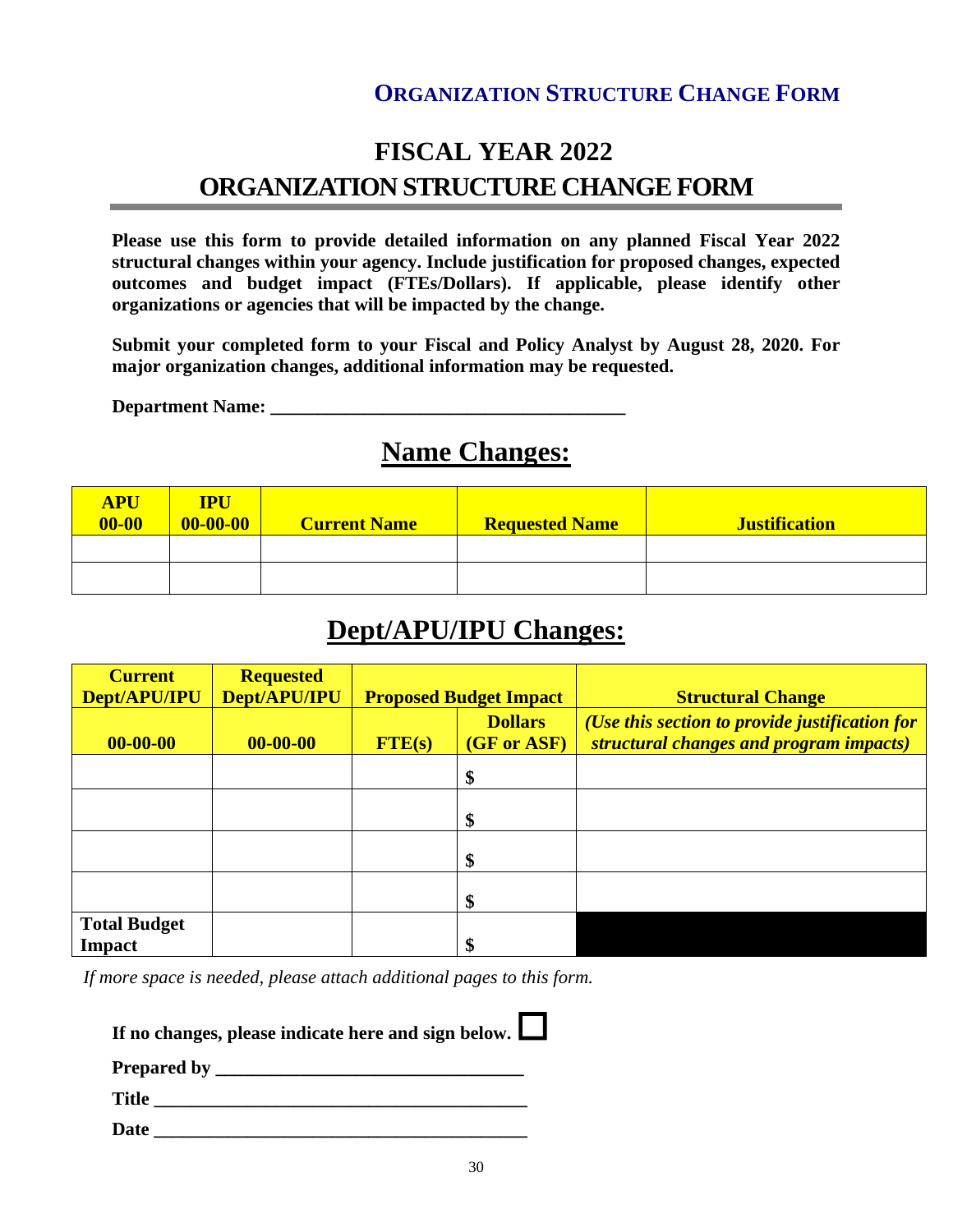# FISCAL YEAR 2022
# ORGANIZATION STRUCTURE CHANGE FORM

**Please use this form to provide detailed information on any planned Fiscal Year 2022 structural changes within your agency. Include justification for proposed changes, expected outcomes and budget impact (FTEs/Dollars). If applicable, please identify other organizations or agencies that will be impacted by the change.**

**Submit your completed form to your Fiscal and Policy Analyst by August 28, 2020. For major organization changes, additional information may be requested.**

**Department Name: ______________________________________**

## Name Changes:

| APU 00-00 | IPU 00-00-00 | Current Name | Requested Name | Justification |
|---|---|---|---|---|
| | | | | |
| | | | | |

## Dept/APU/IPU Changes:

| Current Dept/APU/IPU | Requested Dept/APU/IPU | Proposed Budget Impact | | Structural Change |
|---|---|---|---|---|
| 00-00-00 | 00-00-00 | FTE(s) | Dollars (GF or ASF) | *(Use this section to provide justification for structural changes and program impacts)* |
| | | | $ | |
| | | | $ | |
| | | | $ | |
| | | | $ | |
| **Total Budget Impact** | | | $ | |

*If more space is needed, please attach additional pages to this form.*

**If no changes, please indicate here and sign below.** ☐

**Prepared by ________________________________**

**Title ________________________________________**

**Date ________________________________________**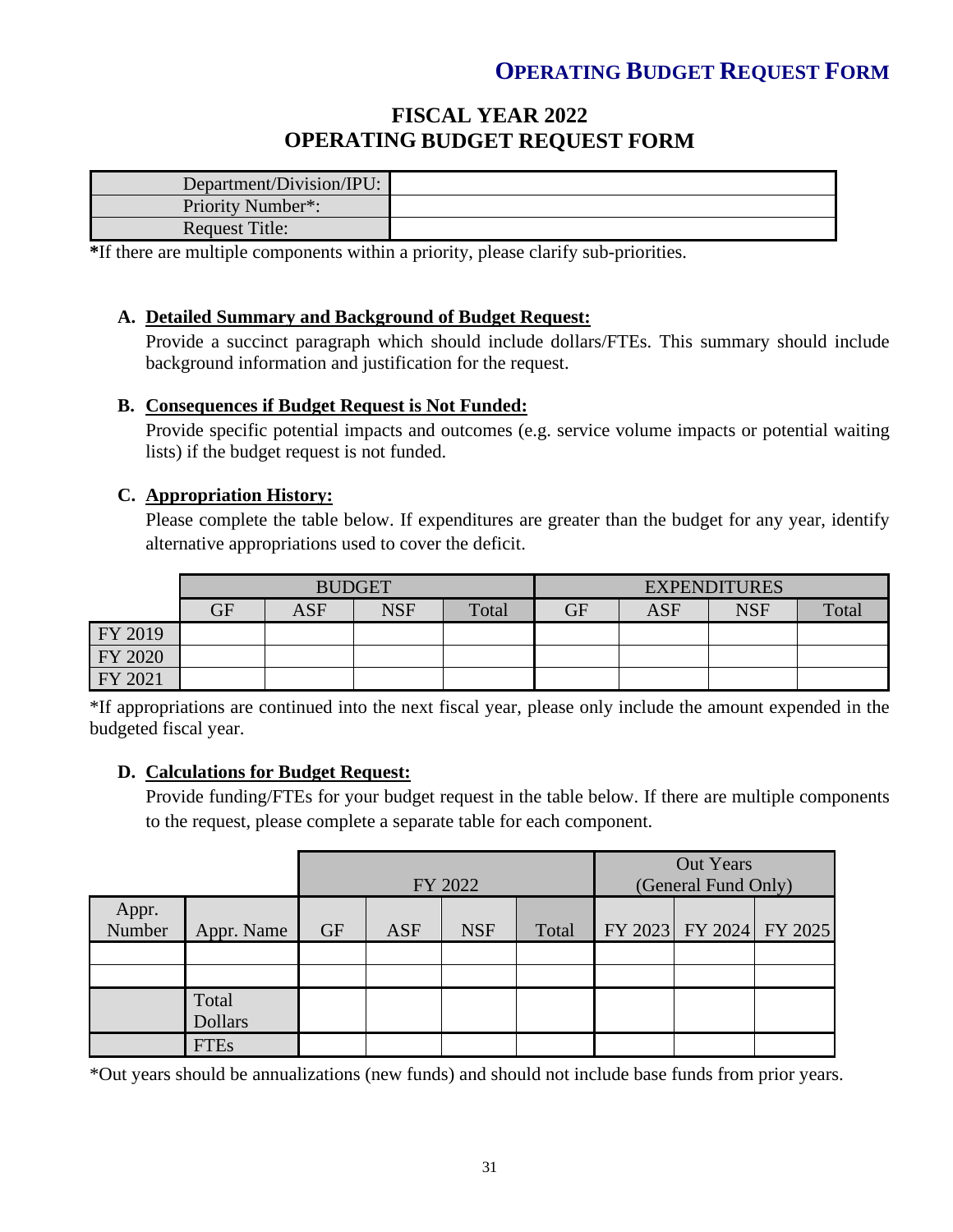# OPERATING BUDGET REQUEST FORM

## FISCAL YEAR 2022
## OPERATING BUDGET REQUEST FORM

| Department/Division/IPU: | |
|---|---|
| Priority Number*: | |
| Request Title: | |

**\***If there are multiple components within a priority, please clarify sub-priorities.

**A. Detailed Summary and Background of Budget Request:**

Provide a succinct paragraph which should include dollars/FTEs. This summary should include background information and justification for the request.

**B. Consequences if Budget Request is Not Funded:**

Provide specific potential impacts and outcomes (e.g. service volume impacts or potential waiting lists) if the budget request is not funded.

**C. Appropriation History:**

Please complete the table below. If expenditures are greater than the budget for any year, identify alternative appropriations used to cover the deficit.

| | BUDGET | | | | EXPENDITURES | | | |
|---|---|---|---|---|---|---|---|---|
| | GF | ASF | NSF | Total | GF | ASF | NSF | Total |
| FY 2019 | | | | | | | | |
| FY 2020 | | | | | | | | |
| FY 2021 | | | | | | | | |

*If appropriations are continued into the next fiscal year, please only include the amount expended in the budgeted fiscal year.

**D. Calculations for Budget Request:**

Provide funding/FTEs for your budget request in the table below. If there are multiple components to the request, please complete a separate table for each component.

| | | FY 2022 | | | | Out Years (General Fund Only) | | |
|---|---|---|---|---|---|---|---|---|
| Appr. Number | Appr. Name | GF | ASF | NSF | Total | FY 2023 | FY 2024 | FY 2025 |
| | | | | | | | | |
| | | | | | | | | |
| | Total Dollars | | | | | | | |
| | FTEs | | | | | | | |

*Out years should be annualizations (new funds) and should not include base funds from prior years.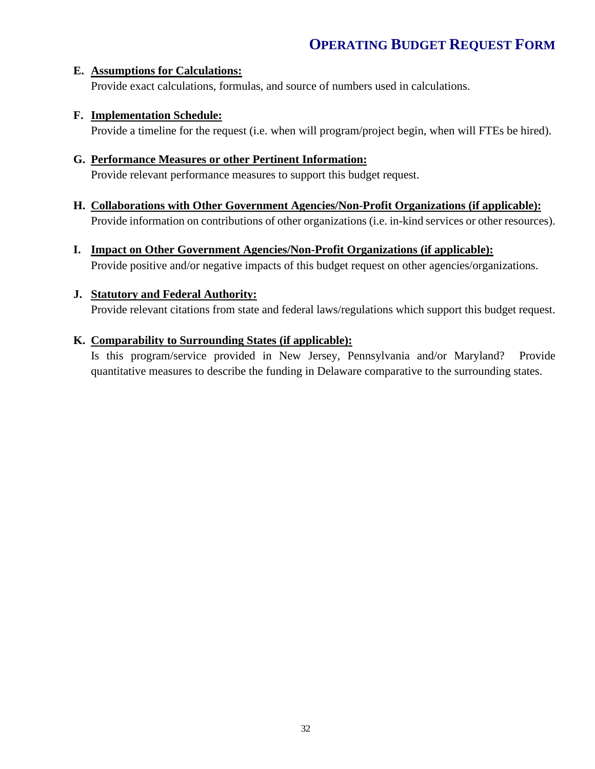# OPERATING BUDGET REQUEST FORM

**E. Assumptions for Calculations:**

Provide exact calculations, formulas, and source of numbers used in calculations.

**F. Implementation Schedule:**

Provide a timeline for the request (i.e. when will program/project begin, when will FTEs be hired).

**G. Performance Measures or other Pertinent Information:**

Provide relevant performance measures to support this budget request.

**H. Collaborations with Other Government Agencies/Non-Profit Organizations (if applicable):**

Provide information on contributions of other organizations (i.e. in-kind services or other resources).

**I. Impact on Other Government Agencies/Non-Profit Organizations (if applicable):**

Provide positive and/or negative impacts of this budget request on other agencies/organizations.

**J. Statutory and Federal Authority:**

Provide relevant citations from state and federal laws/regulations which support this budget request.

**K. Comparability to Surrounding States (if applicable):**

Is this program/service provided in New Jersey, Pennsylvania and/or Maryland? Provide quantitative measures to describe the funding in Delaware comparative to the surrounding states.